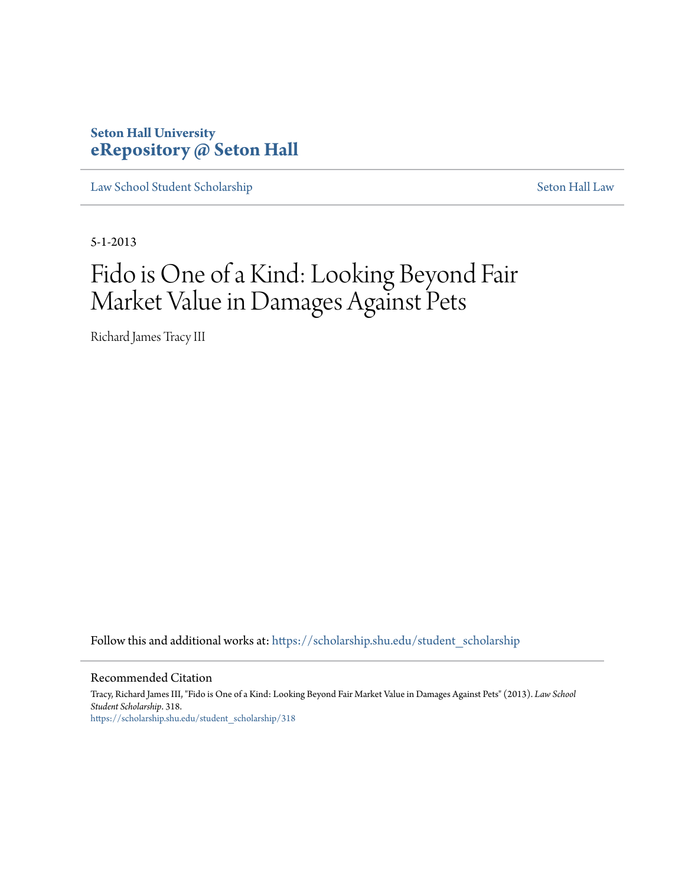**Seton Hall University**
**eRepository @ Seton Hall**

Law School Student Scholarship | Seton Hall Law

5-1-2013

# Fido is One of a Kind: Looking Beyond Fair Market Value in Damages Against Pets

Richard James Tracy III

Follow this and additional works at: https://scholarship.shu.edu/student_scholarship

## Recommended Citation

Tracy, Richard James III, "Fido is One of a Kind: Looking Beyond Fair Market Value in Damages Against Pets" (2013). *Law School Student Scholarship*. 318.
https://scholarship.shu.edu/student_scholarship/318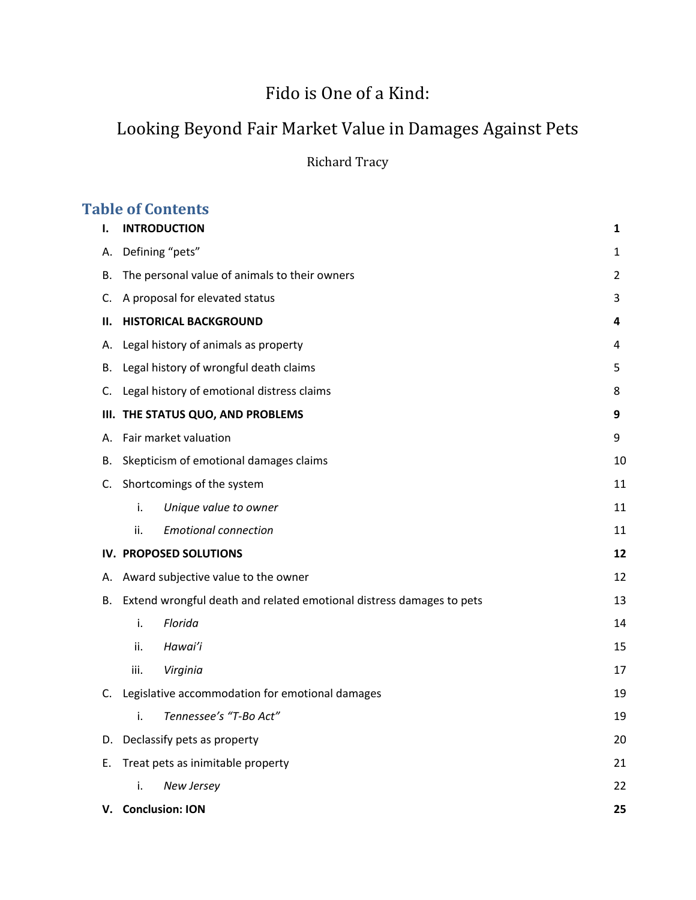# Fido is One of a Kind:

## Looking Beyond Fair Market Value in Damages Against Pets

Richard Tracy

## Table of Contents

| | | |
|---|---|---|
| **I.** | **INTRODUCTION** | **1** |
| A. | Defining “pets” | 1 |
| B. | The personal value of animals to their owners | 2 |
| C. | A proposal for elevated status | 3 |
| **II.** | **HISTORICAL BACKGROUND** | **4** |
| A. | Legal history of animals as property | 4 |
| B. | Legal history of wrongful death claims | 5 |
| C. | Legal history of emotional distress claims | 8 |
| **III.** | **THE STATUS QUO, AND PROBLEMS** | **9** |
| A. | Fair market valuation | 9 |
| B. | Skepticism of emotional damages claims | 10 |
| C. | Shortcomings of the system | 11 |
| i. | *Unique value to owner* | 11 |
| ii. | *Emotional connection* | 11 |
| **IV.** | **PROPOSED SOLUTIONS** | **12** |
| A. | Award subjective value to the owner | 12 |
| B. | Extend wrongful death and related emotional distress damages to pets | 13 |
| i. | *Florida* | 14 |
| ii. | *Hawai’i* | 15 |
| iii. | *Virginia* | 17 |
| C. | Legislative accommodation for emotional damages | 19 |
| i. | *Tennessee’s “T-Bo Act”* | 19 |
| D. | Declassify pets as property | 20 |
| E. | Treat pets as inimitable property | 21 |
| i. | *New Jersey* | 22 |
| **V.** | **Conclusion: ION** | **25** |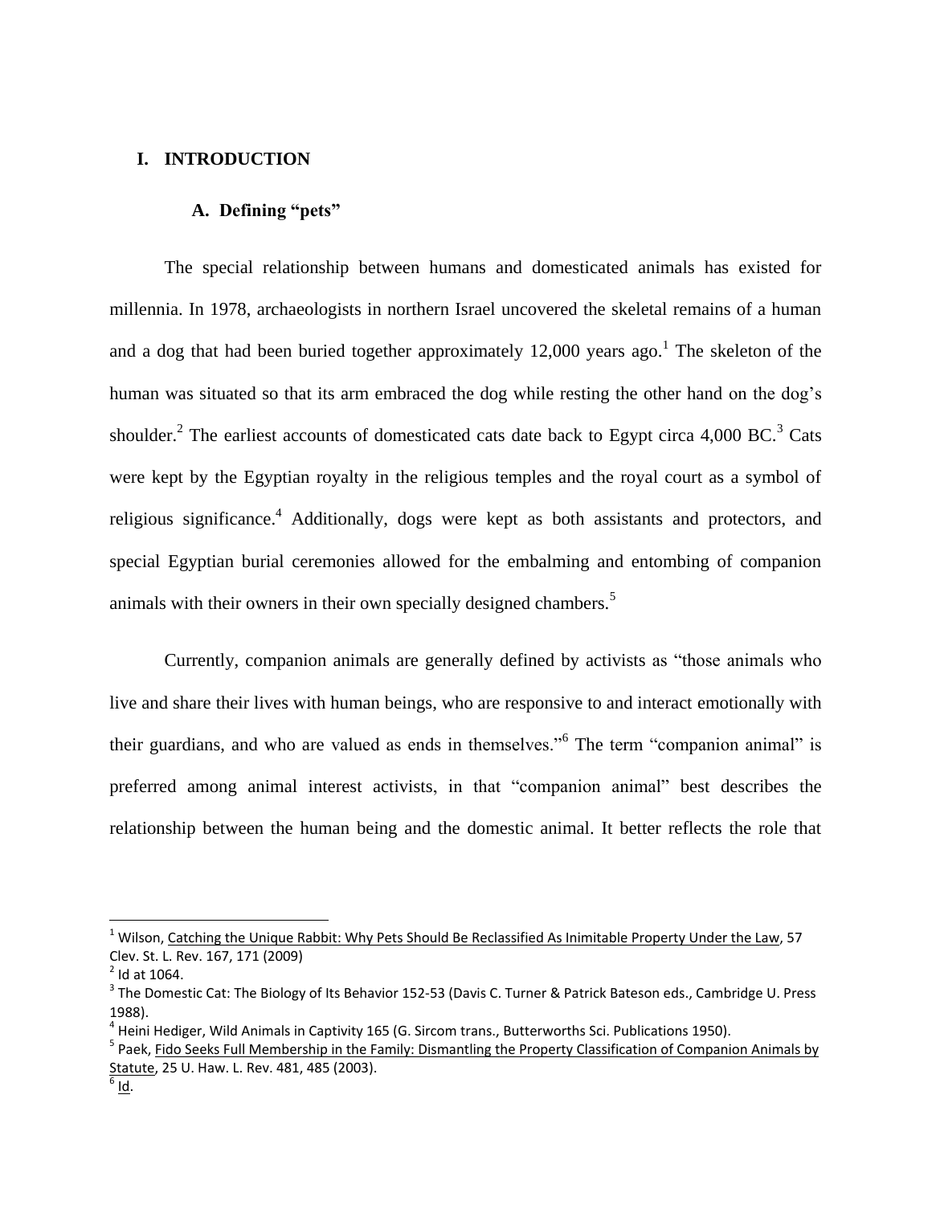# I. INTRODUCTION

## A. Defining "pets"

The special relationship between humans and domesticated animals has existed for millennia. In 1978, archaeologists in northern Israel uncovered the skeletal remains of a human and a dog that had been buried together approximately 12,000 years ago.[1] The skeleton of the human was situated so that its arm embraced the dog while resting the other hand on the dog's shoulder.[2] The earliest accounts of domesticated cats date back to Egypt circa 4,000 BC.[3] Cats were kept by the Egyptian royalty in the religious temples and the royal court as a symbol of religious significance.[4] Additionally, dogs were kept as both assistants and protectors, and special Egyptian burial ceremonies allowed for the embalming and entombing of companion animals with their owners in their own specially designed chambers.[5]

Currently, companion animals are generally defined by activists as "those animals who live and share their lives with human beings, who are responsive to and interact emotionally with their guardians, and who are valued as ends in themselves."[6] The term "companion animal" is preferred among animal interest activists, in that "companion animal" best describes the relationship between the human being and the domestic animal. It better reflects the role that

---

[1] Wilson, Catching the Unique Rabbit: Why Pets Should Be Reclassified As Inimitable Property Under the Law, 57 Clev. St. L. Rev. 167, 171 (2009)

[2] Id at 1064.

[3] The Domestic Cat: The Biology of Its Behavior 152-53 (Davis C. Turner & Patrick Bateson eds., Cambridge U. Press 1988).

[4] Heini Hediger, Wild Animals in Captivity 165 (G. Sircom trans., Butterworths Sci. Publications 1950).

[5] Paek, Fido Seeks Full Membership in the Family: Dismantling the Property Classification of Companion Animals by Statute, 25 U. Haw. L. Rev. 481, 485 (2003).

[6] Id.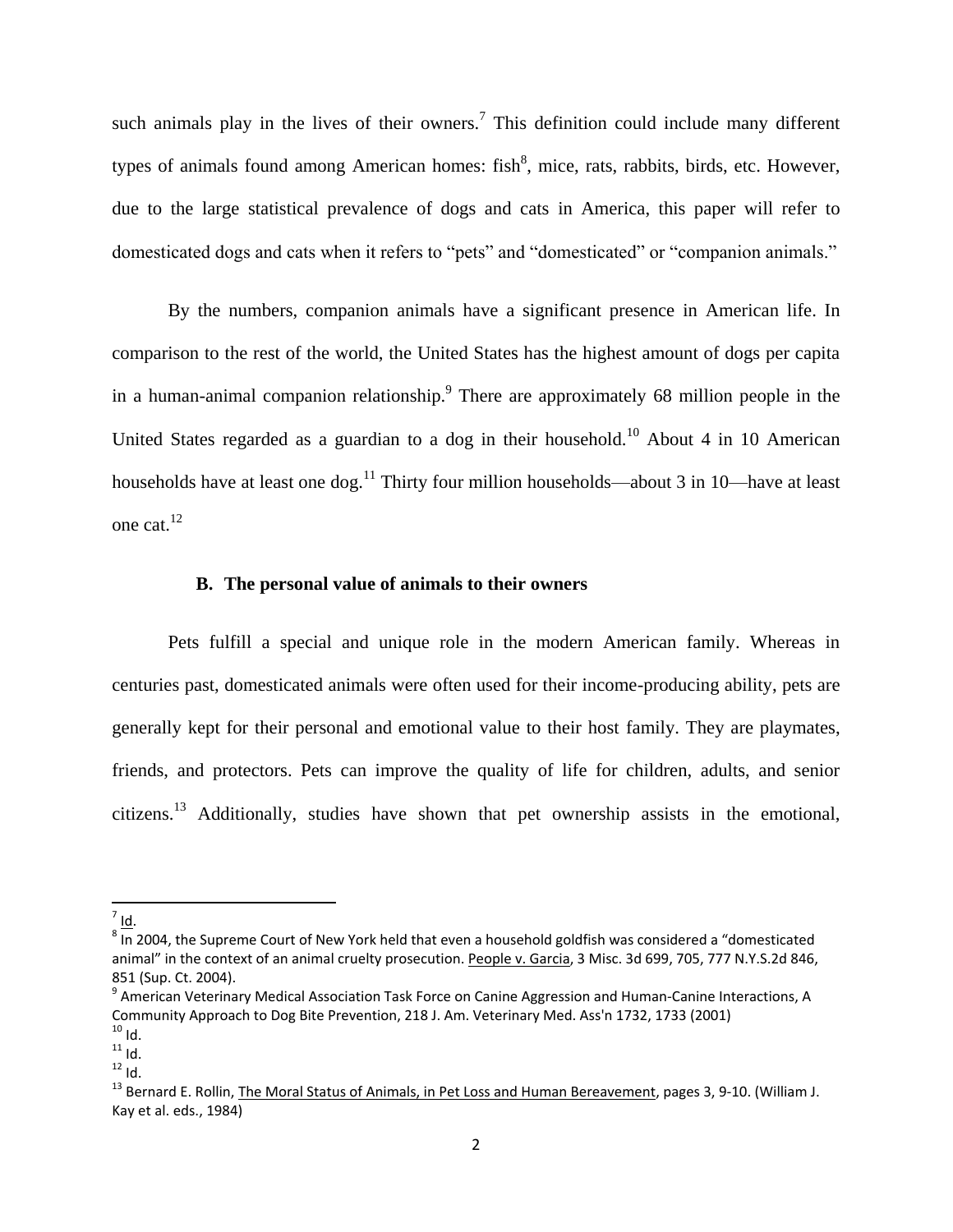such animals play in the lives of their owners.[7] This definition could include many different types of animals found among American homes: fish[8], mice, rats, rabbits, birds, etc. However, due to the large statistical prevalence of dogs and cats in America, this paper will refer to domesticated dogs and cats when it refers to "pets" and "domesticated" or "companion animals."

By the numbers, companion animals have a significant presence in American life. In comparison to the rest of the world, the United States has the highest amount of dogs per capita in a human-animal companion relationship.[9] There are approximately 68 million people in the United States regarded as a guardian to a dog in their household.[10] About 4 in 10 American households have at least one dog.[11] Thirty four million households—about 3 in 10—have at least one cat.[12]

### B. The personal value of animals to their owners

Pets fulfill a special and unique role in the modern American family. Whereas in centuries past, domesticated animals were often used for their income-producing ability, pets are generally kept for their personal and emotional value to their host family. They are playmates, friends, and protectors. Pets can improve the quality of life for children, adults, and senior citizens.[13] Additionally, studies have shown that pet ownership assists in the emotional,

---

[7] Id.

[8] In 2004, the Supreme Court of New York held that even a household goldfish was considered a "domesticated animal" in the context of an animal cruelty prosecution. People v. Garcia, 3 Misc. 3d 699, 705, 777 N.Y.S.2d 846, 851 (Sup. Ct. 2004).

[9] American Veterinary Medical Association Task Force on Canine Aggression and Human-Canine Interactions, A Community Approach to Dog Bite Prevention, 218 J. Am. Veterinary Med. Ass'n 1732, 1733 (2001)

[10] Id.

[11] Id.

[12] Id.

[13] Bernard E. Rollin, The Moral Status of Animals, in Pet Loss and Human Bereavement, pages 3, 9-10. (William J. Kay et al. eds., 1984)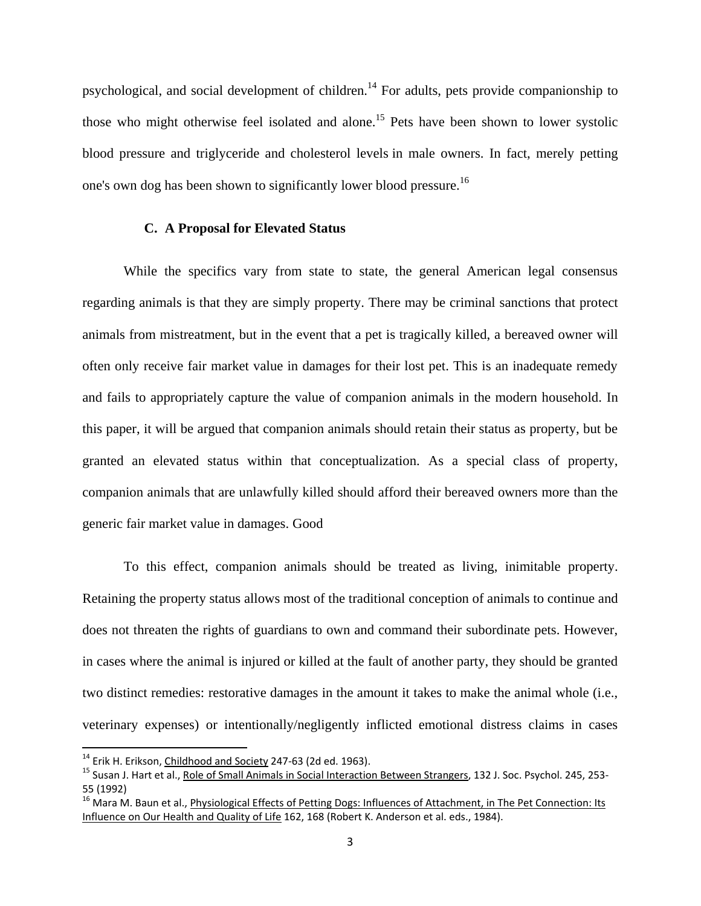psychological, and social development of children.[14] For adults, pets provide companionship to those who might otherwise feel isolated and alone.[15] Pets have been shown to lower systolic blood pressure and triglyceride and cholesterol levels in male owners. In fact, merely petting one's own dog has been shown to significantly lower blood pressure.[16]

### C. A Proposal for Elevated Status

While the specifics vary from state to state, the general American legal consensus regarding animals is that they are simply property. There may be criminal sanctions that protect animals from mistreatment, but in the event that a pet is tragically killed, a bereaved owner will often only receive fair market value in damages for their lost pet. This is an inadequate remedy and fails to appropriately capture the value of companion animals in the modern household. In this paper, it will be argued that companion animals should retain their status as property, but be granted an elevated status within that conceptualization. As a special class of property, companion animals that are unlawfully killed should afford their bereaved owners more than the generic fair market value in damages. Good

To this effect, companion animals should be treated as living, inimitable property. Retaining the property status allows most of the traditional conception of animals to continue and does not threaten the rights of guardians to own and command their subordinate pets. However, in cases where the animal is injured or killed at the fault of another party, they should be granted two distinct remedies: restorative damages in the amount it takes to make the animal whole (i.e., veterinary expenses) or intentionally/negligently inflicted emotional distress claims in cases

---

[14] Erik H. Erikson, Childhood and Society 247-63 (2d ed. 1963).

[15] Susan J. Hart et al., Role of Small Animals in Social Interaction Between Strangers, 132 J. Soc. Psychol. 245, 253-55 (1992)

[16] Mara M. Baun et al., Physiological Effects of Petting Dogs: Influences of Attachment, in The Pet Connection: Its Influence on Our Health and Quality of Life 162, 168 (Robert K. Anderson et al. eds., 1984).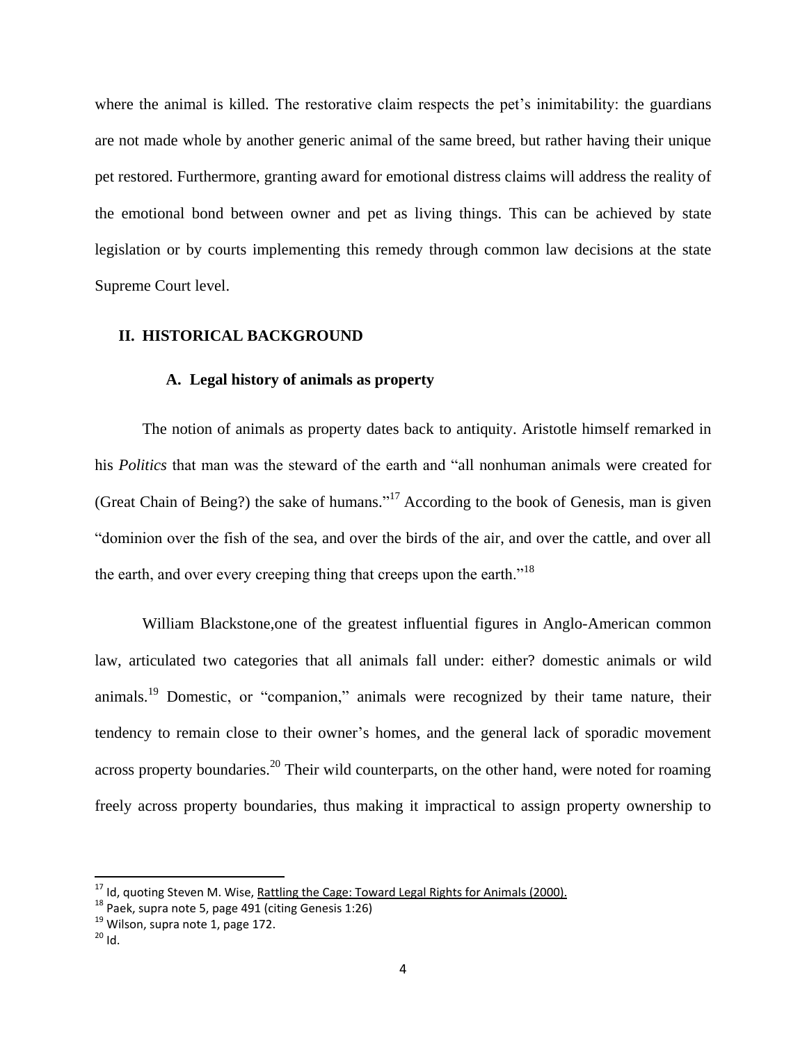where the animal is killed. The restorative claim respects the pet's inimitability: the guardians are not made whole by another generic animal of the same breed, but rather having their unique pet restored. Furthermore, granting award for emotional distress claims will address the reality of the emotional bond between owner and pet as living things. This can be achieved by state legislation or by courts implementing this remedy through common law decisions at the state Supreme Court level.

## II. HISTORICAL BACKGROUND

### A. Legal history of animals as property

The notion of animals as property dates back to antiquity. Aristotle himself remarked in his *Politics* that man was the steward of the earth and "all nonhuman animals were created for (Great Chain of Being?) the sake of humans."[17] According to the book of Genesis, man is given "dominion over the fish of the sea, and over the birds of the air, and over the cattle, and over all the earth, and over every creeping thing that creeps upon the earth."[18]

William Blackstone,one of the greatest influential figures in Anglo-American common law, articulated two categories that all animals fall under: either? domestic animals or wild animals.[19] Domestic, or "companion," animals were recognized by their tame nature, their tendency to remain close to their owner's homes, and the general lack of sporadic movement across property boundaries.[20] Their wild counterparts, on the other hand, were noted for roaming freely across property boundaries, thus making it impractical to assign property ownership to

---

[17] Id, quoting Steven M. Wise, Rattling the Cage: Toward Legal Rights for Animals (2000).

[18] Paek, supra note 5, page 491 (citing Genesis 1:26)

[19] Wilson, supra note 1, page 172.

[20] Id.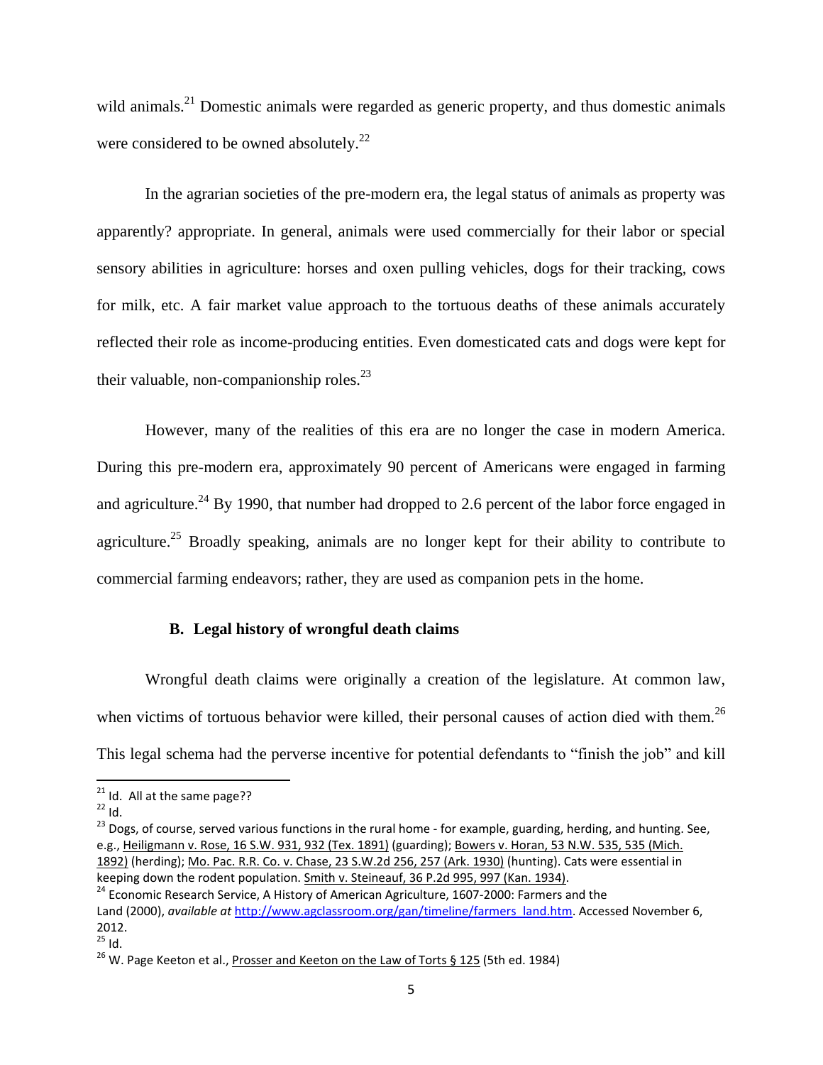wild animals.[21] Domestic animals were regarded as generic property, and thus domestic animals were considered to be owned absolutely.[22]

In the agrarian societies of the pre-modern era, the legal status of animals as property was apparently? appropriate. In general, animals were used commercially for their labor or special sensory abilities in agriculture: horses and oxen pulling vehicles, dogs for their tracking, cows for milk, etc. A fair market value approach to the tortuous deaths of these animals accurately reflected their role as income-producing entities. Even domesticated cats and dogs were kept for their valuable, non-companionship roles.[23]

However, many of the realities of this era are no longer the case in modern America. During this pre-modern era, approximately 90 percent of Americans were engaged in farming and agriculture.[24] By 1990, that number had dropped to 2.6 percent of the labor force engaged in agriculture.[25] Broadly speaking, animals are no longer kept for their ability to contribute to commercial farming endeavors; rather, they are used as companion pets in the home.

### B. Legal history of wrongful death claims

Wrongful death claims were originally a creation of the legislature. At common law, when victims of tortuous behavior were killed, their personal causes of action died with them.[26] This legal schema had the perverse incentive for potential defendants to "finish the job" and kill

---

[21] Id. All at the same page??

[22] Id.

[23] Dogs, of course, served various functions in the rural home - for example, guarding, herding, and hunting. See, e.g., Heiligmann v. Rose, 16 S.W. 931, 932 (Tex. 1891) (guarding); Bowers v. Horan, 53 N.W. 535, 535 (Mich. 1892) (herding); Mo. Pac. R.R. Co. v. Chase, 23 S.W.2d 256, 257 (Ark. 1930) (hunting). Cats were essential in keeping down the rodent population. Smith v. Steineauf, 36 P.2d 995, 997 (Kan. 1934).

[24] Economic Research Service, A History of American Agriculture, 1607-2000: Farmers and the Land (2000), *available at* http://www.agclassroom.org/gan/timeline/farmers_land.htm. Accessed November 6, 2012.

[25] Id.

[26] W. Page Keeton et al., Prosser and Keeton on the Law of Torts § 125 (5th ed. 1984)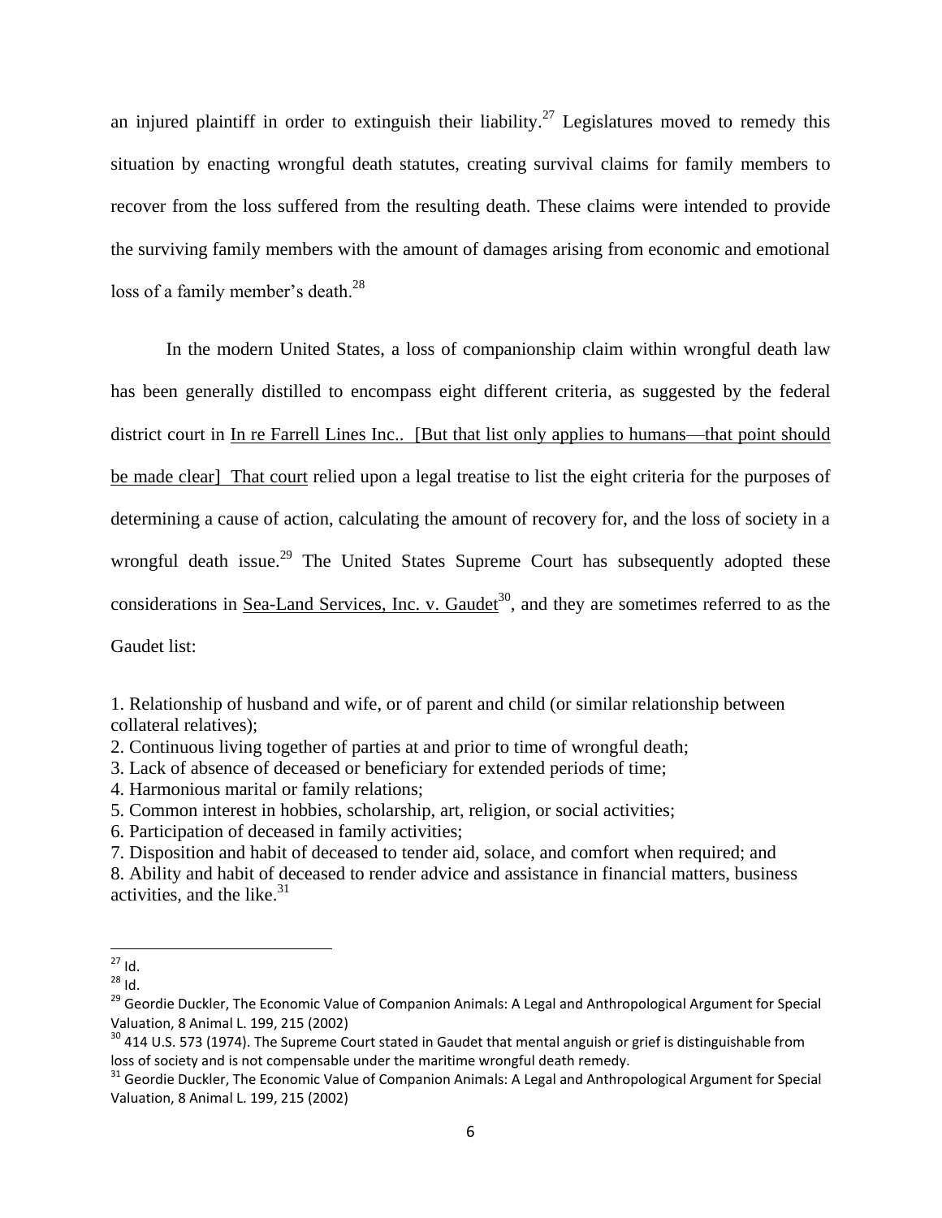an injured plaintiff in order to extinguish their liability.[27] Legislatures moved to remedy this situation by enacting wrongful death statutes, creating survival claims for family members to recover from the loss suffered from the resulting death. These claims were intended to provide the surviving family members with the amount of damages arising from economic and emotional loss of a family member's death.[28]

In the modern United States, a loss of companionship claim within wrongful death law has been generally distilled to encompass eight different criteria, as suggested by the federal district court in In re Farrell Lines Inc.. [But that list only applies to humans—that point should be made clear] That court relied upon a legal treatise to list the eight criteria for the purposes of determining a cause of action, calculating the amount of recovery for, and the loss of society in a wrongful death issue.[29] The United States Supreme Court has subsequently adopted these considerations in Sea-Land Services, Inc. v. Gaudet[30], and they are sometimes referred to as the Gaudet list:

1. Relationship of husband and wife, or of parent and child (or similar relationship between collateral relatives);
2. Continuous living together of parties at and prior to time of wrongful death;
3. Lack of absence of deceased or beneficiary for extended periods of time;
4. Harmonious marital or family relations;
5. Common interest in hobbies, scholarship, art, religion, or social activities;
6. Participation of deceased in family activities;
7. Disposition and habit of deceased to tender aid, solace, and comfort when required; and
8. Ability and habit of deceased to render advice and assistance in financial matters, business activities, and the like.[31]

---

[27] Id.

[28] Id.

[29] Geordie Duckler, The Economic Value of Companion Animals: A Legal and Anthropological Argument for Special Valuation, 8 Animal L. 199, 215 (2002)

[30] 414 U.S. 573 (1974). The Supreme Court stated in Gaudet that mental anguish or grief is distinguishable from loss of society and is not compensable under the maritime wrongful death remedy.

[31] Geordie Duckler, The Economic Value of Companion Animals: A Legal and Anthropological Argument for Special Valuation, 8 Animal L. 199, 215 (2002)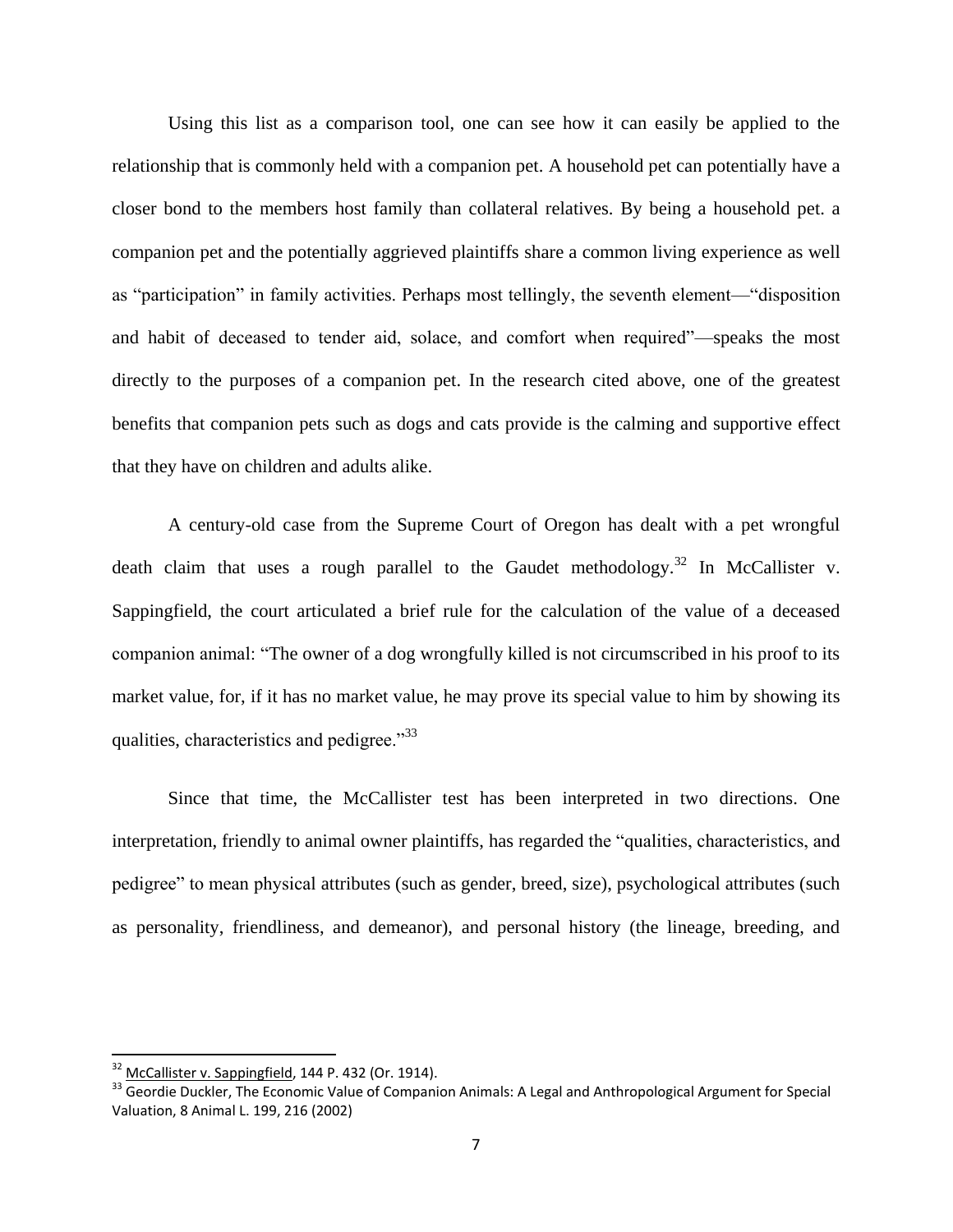Using this list as a comparison tool, one can see how it can easily be applied to the relationship that is commonly held with a companion pet. A household pet can potentially have a closer bond to the members host family than collateral relatives. By being a household pet. a companion pet and the potentially aggrieved plaintiffs share a common living experience as well as "participation" in family activities. Perhaps most tellingly, the seventh element—"disposition and habit of deceased to tender aid, solace, and comfort when required"—speaks the most directly to the purposes of a companion pet. In the research cited above, one of the greatest benefits that companion pets such as dogs and cats provide is the calming and supportive effect that they have on children and adults alike.

A century-old case from the Supreme Court of Oregon has dealt with a pet wrongful death claim that uses a rough parallel to the Gaudet methodology.[32] In McCallister v. Sappingfield, the court articulated a brief rule for the calculation of the value of a deceased companion animal: "The owner of a dog wrongfully killed is not circumscribed in his proof to its market value, for, if it has no market value, he may prove its special value to him by showing its qualities, characteristics and pedigree."[33]

Since that time, the McCallister test has been interpreted in two directions. One interpretation, friendly to animal owner plaintiffs, has regarded the "qualities, characteristics, and pedigree" to mean physical attributes (such as gender, breed, size), psychological attributes (such as personality, friendliness, and demeanor), and personal history (the lineage, breeding, and

---

[32] McCallister v. Sappingfield, 144 P. 432 (Or. 1914).

[33] Geordie Duckler, The Economic Value of Companion Animals: A Legal and Anthropological Argument for Special Valuation, 8 Animal L. 199, 216 (2002)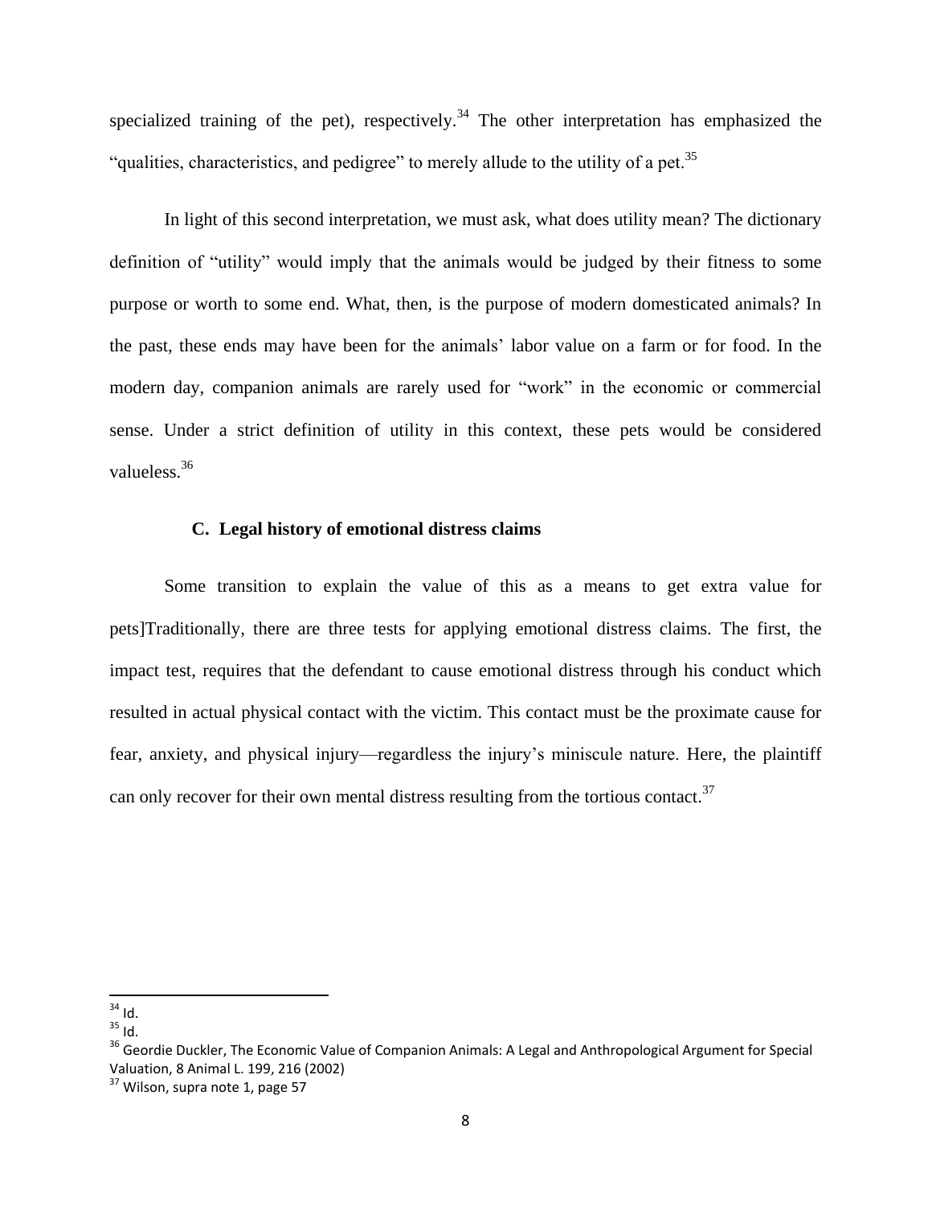specialized training of the pet), respectively.[34] The other interpretation has emphasized the "qualities, characteristics, and pedigree" to merely allude to the utility of a pet.[35]

In light of this second interpretation, we must ask, what does utility mean? The dictionary definition of "utility" would imply that the animals would be judged by their fitness to some purpose or worth to some end. What, then, is the purpose of modern domesticated animals? In the past, these ends may have been for the animals' labor value on a farm or for food. In the modern day, companion animals are rarely used for "work" in the economic or commercial sense. Under a strict definition of utility in this context, these pets would be considered valueless.[36]

### C. Legal history of emotional distress claims

Some transition to explain the value of this as a means to get extra value for pets]Traditionally, there are three tests for applying emotional distress claims. The first, the impact test, requires that the defendant to cause emotional distress through his conduct which resulted in actual physical contact with the victim. This contact must be the proximate cause for fear, anxiety, and physical injury—regardless the injury's miniscule nature. Here, the plaintiff can only recover for their own mental distress resulting from the tortious contact.[37]

---

[34] Id.

[35] Id.

[36] Geordie Duckler, The Economic Value of Companion Animals: A Legal and Anthropological Argument for Special Valuation, 8 Animal L. 199, 216 (2002)

[37] Wilson, supra note 1, page 57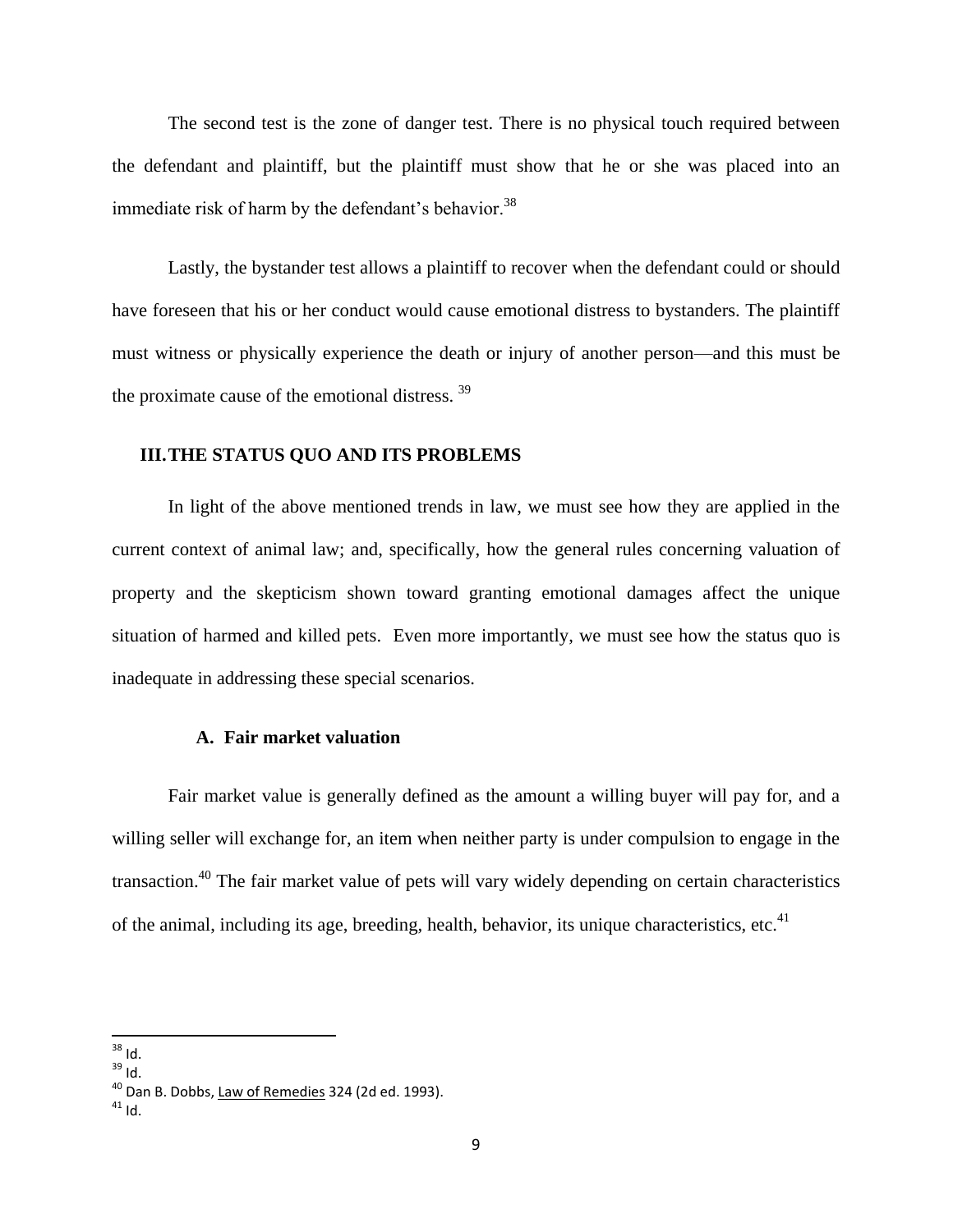The second test is the zone of danger test. There is no physical touch required between the defendant and plaintiff, but the plaintiff must show that he or she was placed into an immediate risk of harm by the defendant's behavior.[38]

Lastly, the bystander test allows a plaintiff to recover when the defendant could or should have foreseen that his or her conduct would cause emotional distress to bystanders. The plaintiff must witness or physically experience the death or injury of another person—and this must be the proximate cause of the emotional distress.[39]

## III. THE STATUS QUO AND ITS PROBLEMS

In light of the above mentioned trends in law, we must see how they are applied in the current context of animal law; and, specifically, how the general rules concerning valuation of property and the skepticism shown toward granting emotional damages affect the unique situation of harmed and killed pets. Even more importantly, we must see how the status quo is inadequate in addressing these special scenarios.

### A. Fair market valuation

Fair market value is generally defined as the amount a willing buyer will pay for, and a willing seller will exchange for, an item when neither party is under compulsion to engage in the transaction.[40] The fair market value of pets will vary widely depending on certain characteristics of the animal, including its age, breeding, health, behavior, its unique characteristics, etc.[41]

---

[38] Id.
[39] Id.
[40] Dan B. Dobbs, Law of Remedies 324 (2d ed. 1993).
[41] Id.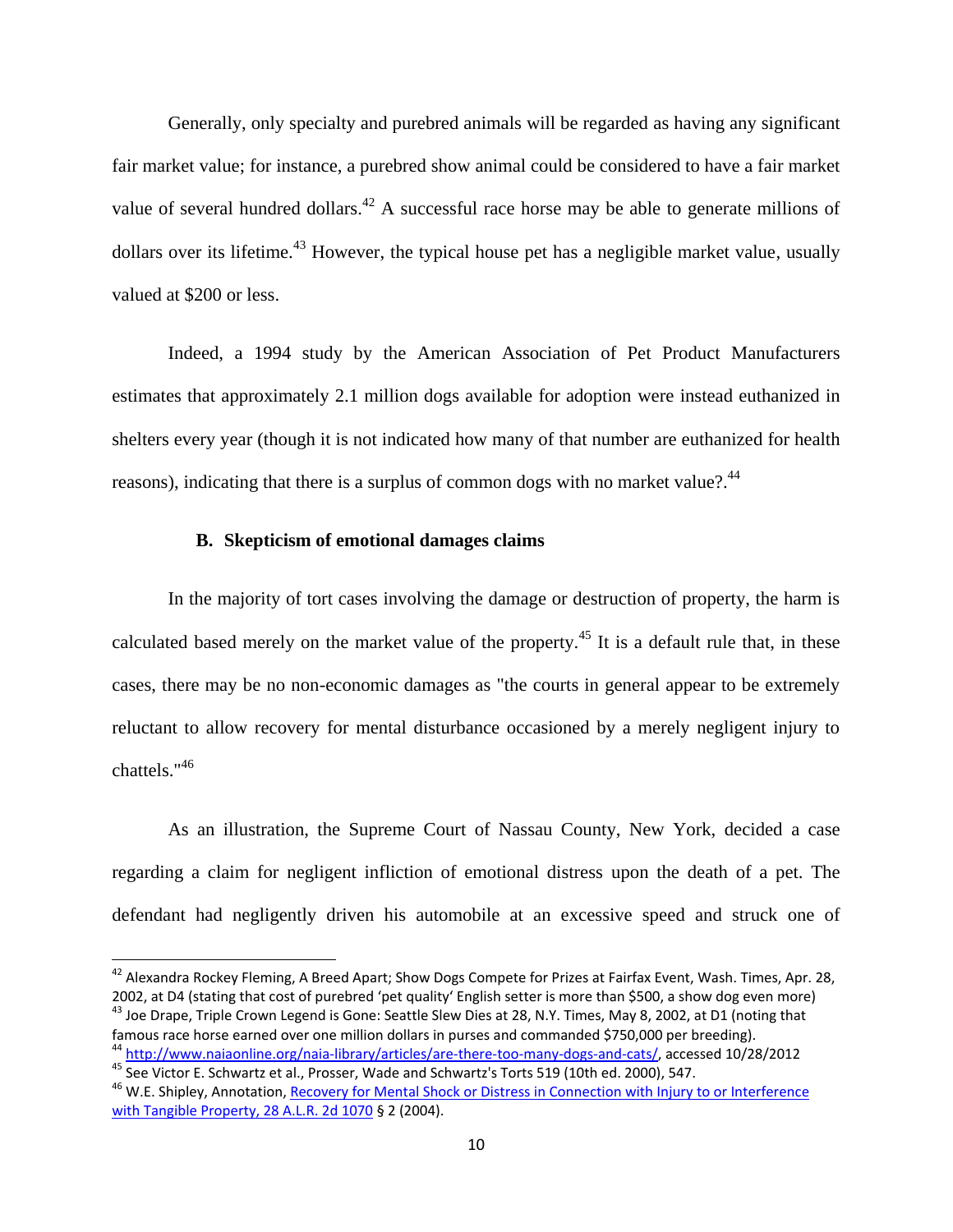Generally, only specialty and purebred animals will be regarded as having any significant fair market value; for instance, a purebred show animal could be considered to have a fair market value of several hundred dollars.[42] A successful race horse may be able to generate millions of dollars over its lifetime.[43] However, the typical house pet has a negligible market value, usually valued at $200 or less.

Indeed, a 1994 study by the American Association of Pet Product Manufacturers estimates that approximately 2.1 million dogs available for adoption were instead euthanized in shelters every year (though it is not indicated how many of that number are euthanized for health reasons), indicating that there is a surplus of common dogs with no market value?.[44]

### B. Skepticism of emotional damages claims

In the majority of tort cases involving the damage or destruction of property, the harm is calculated based merely on the market value of the property.[45] It is a default rule that, in these cases, there may be no non-economic damages as "the courts in general appear to be extremely reluctant to allow recovery for mental disturbance occasioned by a merely negligent injury to chattels."[46]

As an illustration, the Supreme Court of Nassau County, New York, decided a case regarding a claim for negligent infliction of emotional distress upon the death of a pet. The defendant had negligently driven his automobile at an excessive speed and struck one of

---

[42] Alexandra Rockey Fleming, A Breed Apart; Show Dogs Compete for Prizes at Fairfax Event, Wash. Times, Apr. 28, 2002, at D4 (stating that cost of purebred 'pet quality' English setter is more than $500, a show dog even more)

[43] Joe Drape, Triple Crown Legend is Gone: Seattle Slew Dies at 28, N.Y. Times, May 8, 2002, at D1 (noting that famous race horse earned over one million dollars in purses and commanded $750,000 per breeding).

[44] http://www.naiaonline.org/naia-library/articles/are-there-too-many-dogs-and-cats/, accessed 10/28/2012

[45] See Victor E. Schwartz et al., Prosser, Wade and Schwartz's Torts 519 (10th ed. 2000), 547.

[46] W.E. Shipley, Annotation, Recovery for Mental Shock or Distress in Connection with Injury to or Interference with Tangible Property, 28 A.L.R. 2d 1070 § 2 (2004).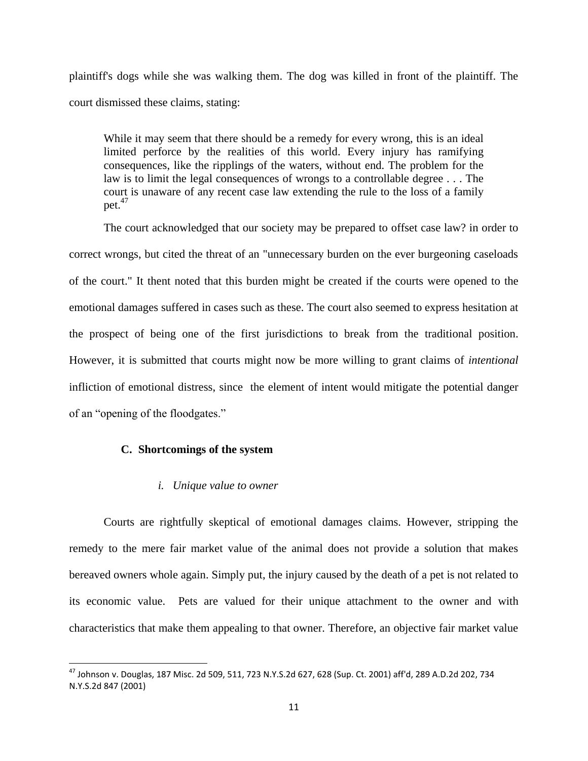plaintiff's dogs while she was walking them. The dog was killed in front of the plaintiff. The court dismissed these claims, stating:

> While it may seem that there should be a remedy for every wrong, this is an ideal limited perforce by the realities of this world. Every injury has ramifying consequences, like the ripplings of the waters, without end. The problem for the law is to limit the legal consequences of wrongs to a controllable degree . . . The court is unaware of any recent case law extending the rule to the loss of a family pet.[47]

The court acknowledged that our society may be prepared to offset case law? in order to correct wrongs, but cited the threat of an "unnecessary burden on the ever burgeoning caseloads of the court." It thent noted that this burden might be created if the courts were opened to the emotional damages suffered in cases such as these. The court also seemed to express hesitation at the prospect of being one of the first jurisdictions to break from the traditional position. However, it is submitted that courts might now be more willing to grant claims of *intentional* infliction of emotional distress, since the element of intent would mitigate the potential danger of an "opening of the floodgates."

### C. Shortcomings of the system

#### *i. Unique value to owner*

Courts are rightfully skeptical of emotional damages claims. However, stripping the remedy to the mere fair market value of the animal does not provide a solution that makes bereaved owners whole again. Simply put, the injury caused by the death of a pet is not related to its economic value. Pets are valued for their unique attachment to the owner and with characteristics that make them appealing to that owner. Therefore, an objective fair market value

---

[47] Johnson v. Douglas, 187 Misc. 2d 509, 511, 723 N.Y.S.2d 627, 628 (Sup. Ct. 2001) aff'd, 289 A.D.2d 202, 734 N.Y.S.2d 847 (2001)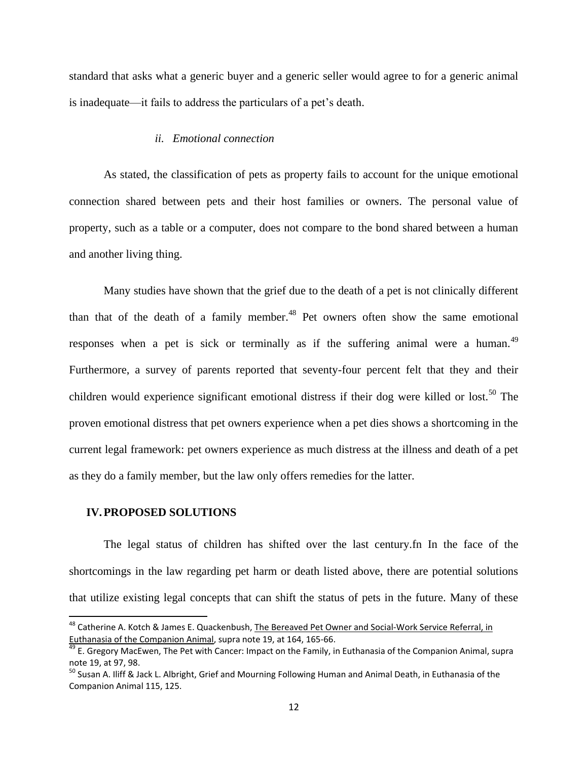standard that asks what a generic buyer and a generic seller would agree to for a generic animal is inadequate—it fails to address the particulars of a pet's death.

### *ii. Emotional connection*

As stated, the classification of pets as property fails to account for the unique emotional connection shared between pets and their host families or owners. The personal value of property, such as a table or a computer, does not compare to the bond shared between a human and another living thing.

Many studies have shown that the grief due to the death of a pet is not clinically different than that of the death of a family member.[48] Pet owners often show the same emotional responses when a pet is sick or terminally as if the suffering animal were a human.[49] Furthermore, a survey of parents reported that seventy-four percent felt that they and their children would experience significant emotional distress if their dog were killed or lost.[50] The proven emotional distress that pet owners experience when a pet dies shows a shortcoming in the current legal framework: pet owners experience as much distress at the illness and death of a pet as they do a family member, but the law only offers remedies for the latter.

## IV. PROPOSED SOLUTIONS

The legal status of children has shifted over the last century.fn In the face of the shortcomings in the law regarding pet harm or death listed above, there are potential solutions that utilize existing legal concepts that can shift the status of pets in the future. Many of these

---

[48] Catherine A. Kotch & James E. Quackenbush, The Bereaved Pet Owner and Social-Work Service Referral, in Euthanasia of the Companion Animal, supra note 19, at 164, 165-66.

[49] E. Gregory MacEwen, The Pet with Cancer: Impact on the Family, in Euthanasia of the Companion Animal, supra note 19, at 97, 98.

[50] Susan A. Iliff & Jack L. Albright, Grief and Mourning Following Human and Animal Death, in Euthanasia of the Companion Animal 115, 125.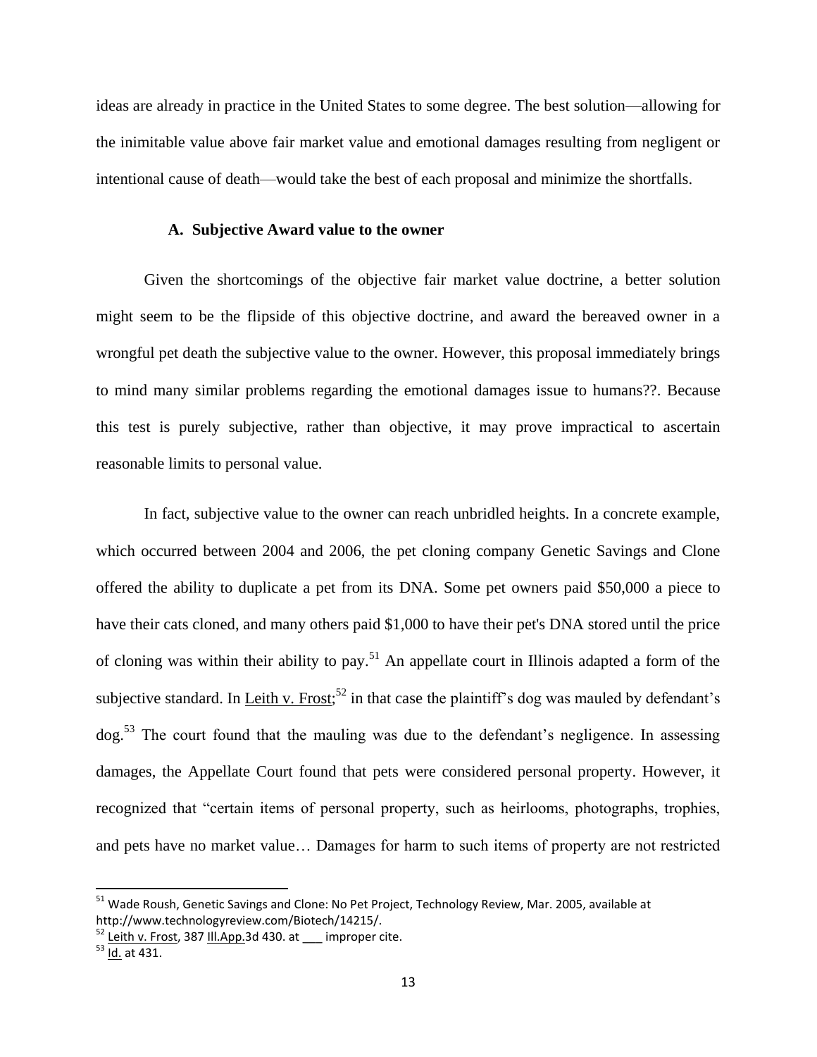ideas are already in practice in the United States to some degree. The best solution—allowing for the inimitable value above fair market value and emotional damages resulting from negligent or intentional cause of death—would take the best of each proposal and minimize the shortfalls.

### A. Subjective Award value to the owner

Given the shortcomings of the objective fair market value doctrine, a better solution might seem to be the flipside of this objective doctrine, and award the bereaved owner in a wrongful pet death the subjective value to the owner. However, this proposal immediately brings to mind many similar problems regarding the emotional damages issue to humans??. Because this test is purely subjective, rather than objective, it may prove impractical to ascertain reasonable limits to personal value.

In fact, subjective value to the owner can reach unbridled heights. In a concrete example, which occurred between 2004 and 2006, the pet cloning company Genetic Savings and Clone offered the ability to duplicate a pet from its DNA. Some pet owners paid $50,000 a piece to have their cats cloned, and many others paid $1,000 to have their pet's DNA stored until the price of cloning was within their ability to pay.[51] An appellate court in Illinois adapted a form of the subjective standard. In Leith v. Frost;[52] in that case the plaintiff's dog was mauled by defendant's dog.[53] The court found that the mauling was due to the defendant's negligence. In assessing damages, the Appellate Court found that pets were considered personal property. However, it recognized that "certain items of personal property, such as heirlooms, photographs, trophies, and pets have no market value… Damages for harm to such items of property are not restricted

---

[51] Wade Roush, Genetic Savings and Clone: No Pet Project, Technology Review, Mar. 2005, available at http://www.technologyreview.com/Biotech/14215/.

[52] Leith v. Frost, 387 Ill.App.3d 430. at ___ improper cite.

[53] Id. at 431.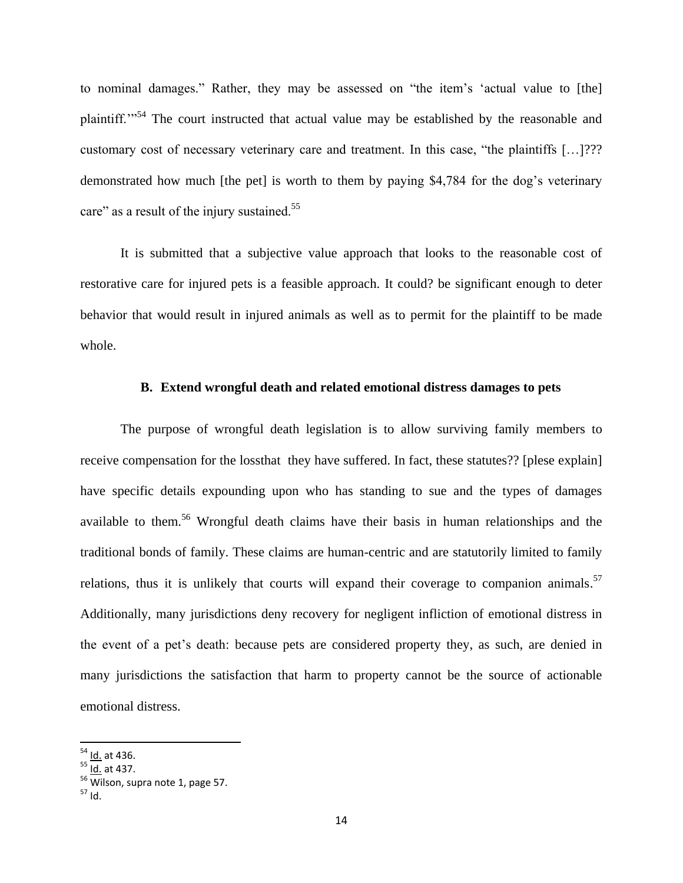to nominal damages." Rather, they may be assessed on "the item's 'actual value to [the] plaintiff.'"[54] The court instructed that actual value may be established by the reasonable and customary cost of necessary veterinary care and treatment. In this case, "the plaintiffs […]??? demonstrated how much [the pet] is worth to them by paying $4,784 for the dog's veterinary care" as a result of the injury sustained.[55]

It is submitted that a subjective value approach that looks to the reasonable cost of restorative care for injured pets is a feasible approach. It could? be significant enough to deter behavior that would result in injured animals as well as to permit for the plaintiff to be made whole.

### B. Extend wrongful death and related emotional distress damages to pets

The purpose of wrongful death legislation is to allow surviving family members to receive compensation for the lossthat  they have suffered. In fact, these statutes?? [plese explain] have specific details expounding upon who has standing to sue and the types of damages available to them.[56] Wrongful death claims have their basis in human relationships and the traditional bonds of family. These claims are human-centric and are statutorily limited to family relations, thus it is unlikely that courts will expand their coverage to companion animals.[57] Additionally, many jurisdictions deny recovery for negligent infliction of emotional distress in the event of a pet's death: because pets are considered property they, as such, are denied in many jurisdictions the satisfaction that harm to property cannot be the source of actionable emotional distress.

---

[54] Id. at 436.
[55] Id. at 437.
[56] Wilson, supra note 1, page 57.
[57] Id.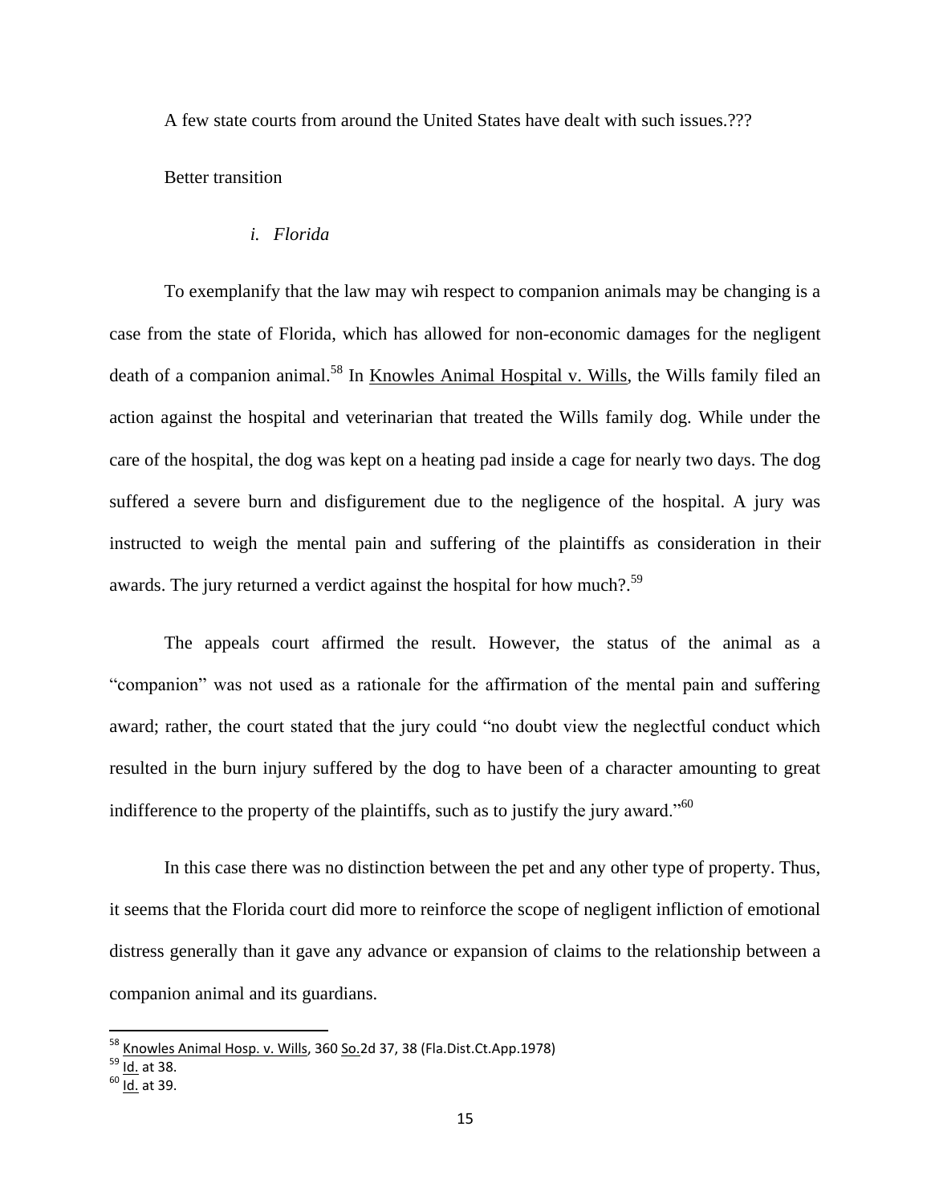A few state courts from around the United States have dealt with such issues.???

Better transition

### *i. Florida*

To exemplanify that the law may wih respect to companion animals may be changing is a case from the state of Florida, which has allowed for non-economic damages for the negligent death of a companion animal.[58] In Knowles Animal Hospital v. Wills, the Wills family filed an action against the hospital and veterinarian that treated the Wills family dog. While under the care of the hospital, the dog was kept on a heating pad inside a cage for nearly two days. The dog suffered a severe burn and disfigurement due to the negligence of the hospital. A jury was instructed to weigh the mental pain and suffering of the plaintiffs as consideration in their awards. The jury returned a verdict against the hospital for how much?.[59]

The appeals court affirmed the result. However, the status of the animal as a "companion" was not used as a rationale for the affirmation of the mental pain and suffering award; rather, the court stated that the jury could "no doubt view the neglectful conduct which resulted in the burn injury suffered by the dog to have been of a character amounting to great indifference to the property of the plaintiffs, such as to justify the jury award."[60]

In this case there was no distinction between the pet and any other type of property. Thus, it seems that the Florida court did more to reinforce the scope of negligent infliction of emotional distress generally than it gave any advance or expansion of claims to the relationship between a companion animal and its guardians.

---

[58] Knowles Animal Hosp. v. Wills, 360 So.2d 37, 38 (Fla.Dist.Ct.App.1978)

[59] Id. at 38.

[60] Id. at 39.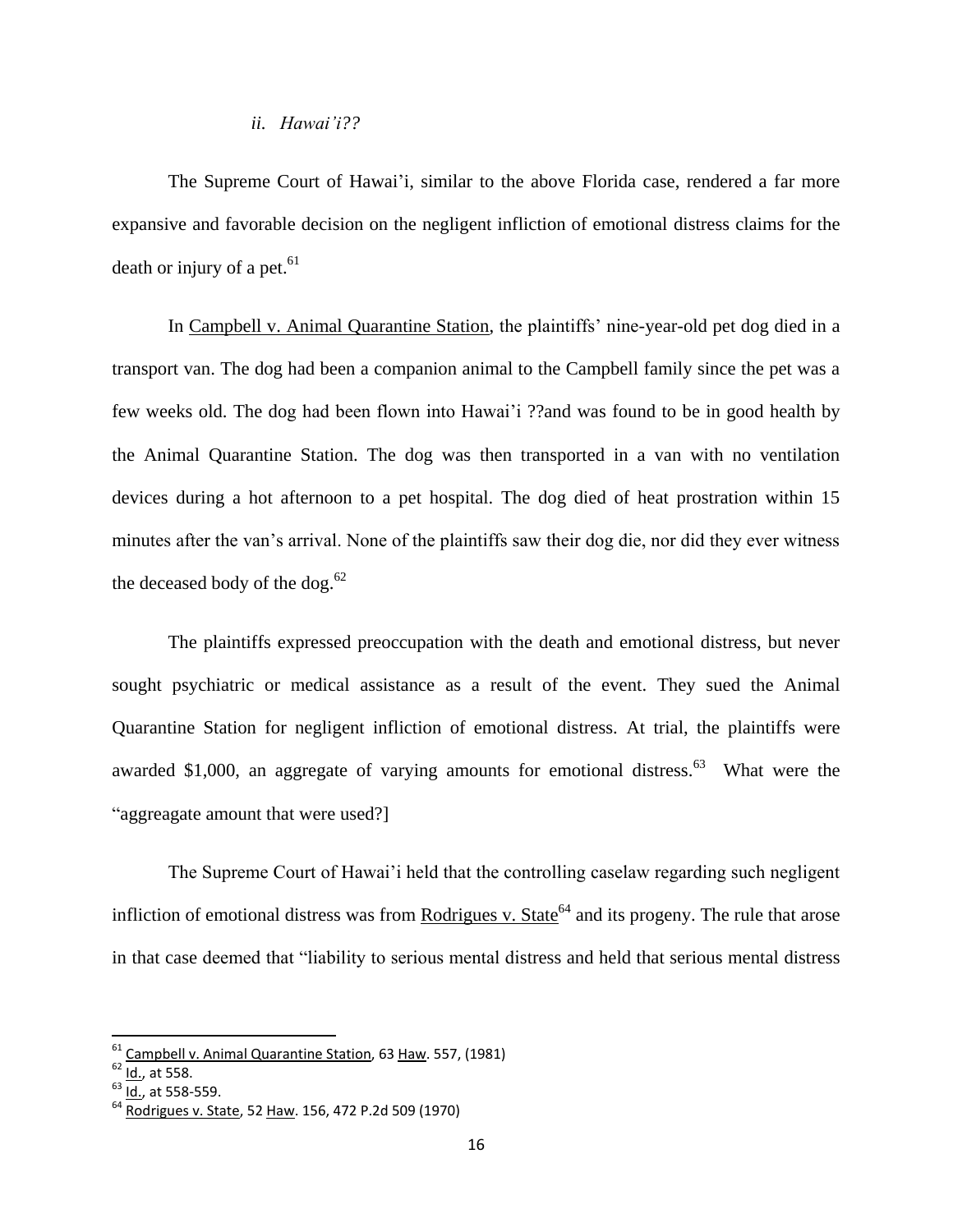### *ii. Hawai'i??*

The Supreme Court of Hawai'i, similar to the above Florida case, rendered a far more expansive and favorable decision on the negligent infliction of emotional distress claims for the death or injury of a pet.[61]

In Campbell v. Animal Quarantine Station, the plaintiffs' nine-year-old pet dog died in a transport van. The dog had been a companion animal to the Campbell family since the pet was a few weeks old. The dog had been flown into Hawai'i ??and was found to be in good health by the Animal Quarantine Station. The dog was then transported in a van with no ventilation devices during a hot afternoon to a pet hospital. The dog died of heat prostration within 15 minutes after the van's arrival. None of the plaintiffs saw their dog die, nor did they ever witness the deceased body of the dog.[62]

The plaintiffs expressed preoccupation with the death and emotional distress, but never sought psychiatric or medical assistance as a result of the event. They sued the Animal Quarantine Station for negligent infliction of emotional distress. At trial, the plaintiffs were awarded $1,000, an aggregate of varying amounts for emotional distress.[63] What were the "aggreagate amount that were used?]

The Supreme Court of Hawai'i held that the controlling caselaw regarding such negligent infliction of emotional distress was from Rodrigues v. State[64] and its progeny. The rule that arose in that case deemed that "liability to serious mental distress and held that serious mental distress

---

[61] Campbell v. Animal Quarantine Station, 63 Haw. 557, (1981)
[62] Id., at 558.
[63] Id., at 558-559.
[64] Rodrigues v. State, 52 Haw. 156, 472 P.2d 509 (1970)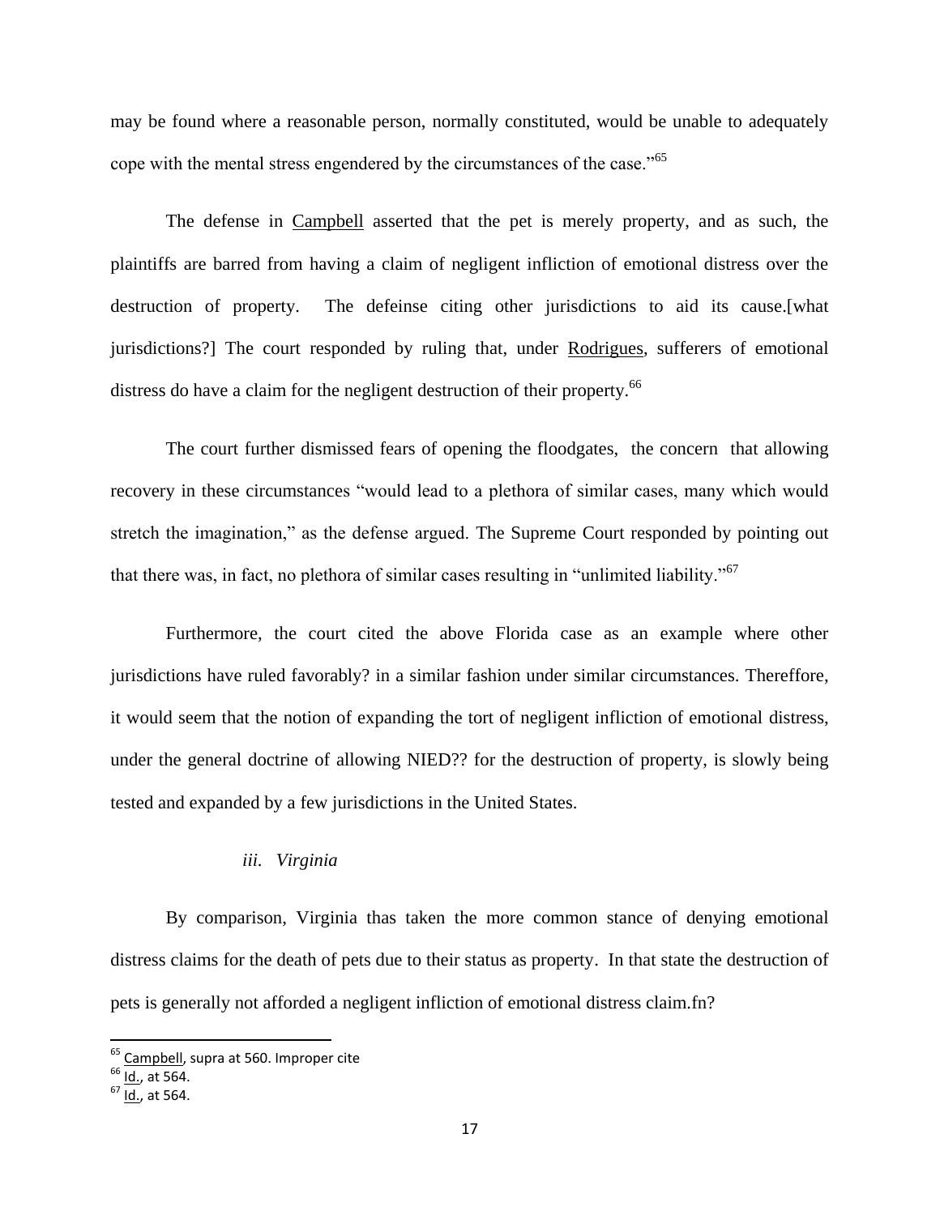may be found where a reasonable person, normally constituted, would be unable to adequately cope with the mental stress engendered by the circumstances of the case."[65]

The defense in Campbell asserted that the pet is merely property, and as such, the plaintiffs are barred from having a claim of negligent infliction of emotional distress over the destruction of property. The defeinse citing other jurisdictions to aid its cause.[what jurisdictions?] The court responded by ruling that, under Rodrigues, sufferers of emotional distress do have a claim for the negligent destruction of their property.[66]

The court further dismissed fears of opening the floodgates, the concern that allowing recovery in these circumstances "would lead to a plethora of similar cases, many which would stretch the imagination," as the defense argued. The Supreme Court responded by pointing out that there was, in fact, no plethora of similar cases resulting in "unlimited liability."[67]

Furthermore, the court cited the above Florida case as an example where other jurisdictions have ruled favorably? in a similar fashion under similar circumstances. Thereffore, it would seem that the notion of expanding the tort of negligent infliction of emotional distress, under the general doctrine of allowing NIED?? for the destruction of property, is slowly being tested and expanded by a few jurisdictions in the United States.

*iii. Virginia*

By comparison, Virginia thas taken the more common stance of denying emotional distress claims for the death of pets due to their status as property. In that state the destruction of pets is generally not afforded a negligent infliction of emotional distress claim.fn?

---

[65] Campbell, supra at 560. Improper cite

[66] Id., at 564.

[67] Id., at 564.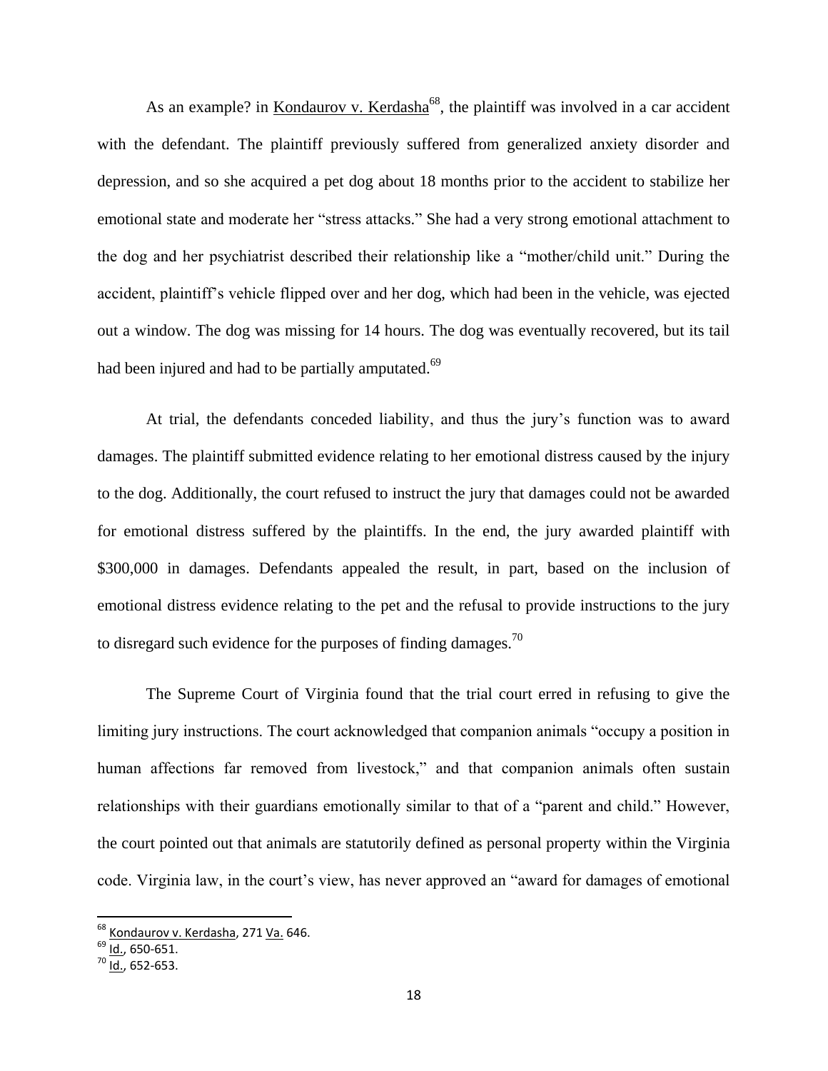As an example? in Kondaurov v. Kerdasha[68], the plaintiff was involved in a car accident with the defendant. The plaintiff previously suffered from generalized anxiety disorder and depression, and so she acquired a pet dog about 18 months prior to the accident to stabilize her emotional state and moderate her "stress attacks." She had a very strong emotional attachment to the dog and her psychiatrist described their relationship like a "mother/child unit." During the accident, plaintiff's vehicle flipped over and her dog, which had been in the vehicle, was ejected out a window. The dog was missing for 14 hours. The dog was eventually recovered, but its tail had been injured and had to be partially amputated.[69]

At trial, the defendants conceded liability, and thus the jury's function was to award damages. The plaintiff submitted evidence relating to her emotional distress caused by the injury to the dog. Additionally, the court refused to instruct the jury that damages could not be awarded for emotional distress suffered by the plaintiffs. In the end, the jury awarded plaintiff with \$300,000 in damages. Defendants appealed the result, in part, based on the inclusion of emotional distress evidence relating to the pet and the refusal to provide instructions to the jury to disregard such evidence for the purposes of finding damages.[70]

The Supreme Court of Virginia found that the trial court erred in refusing to give the limiting jury instructions. The court acknowledged that companion animals "occupy a position in human affections far removed from livestock," and that companion animals often sustain relationships with their guardians emotionally similar to that of a "parent and child." However, the court pointed out that animals are statutorily defined as personal property within the Virginia code. Virginia law, in the court's view, has never approved an "award for damages of emotional

---

[68] Kondaurov v. Kerdasha, 271 Va. 646.

[69] Id., 650-651.

[70] Id., 652-653.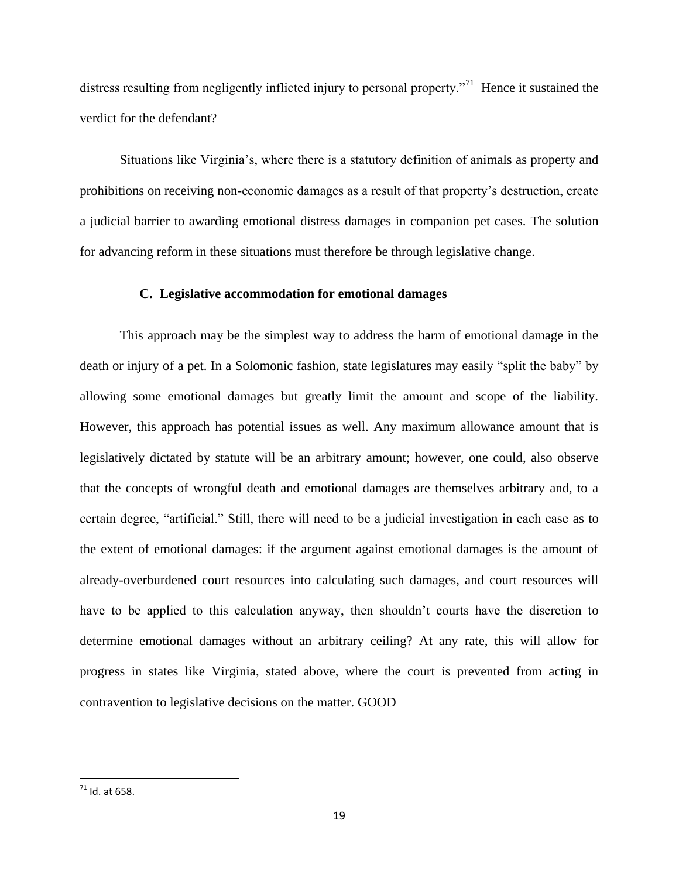distress resulting from negligently inflicted injury to personal property."[71] Hence it sustained the verdict for the defendant?

Situations like Virginia's, where there is a statutory definition of animals as property and prohibitions on receiving non-economic damages as a result of that property's destruction, create a judicial barrier to awarding emotional distress damages in companion pet cases. The solution for advancing reform in these situations must therefore be through legislative change.

### C. Legislative accommodation for emotional damages

This approach may be the simplest way to address the harm of emotional damage in the death or injury of a pet. In a Solomonic fashion, state legislatures may easily "split the baby" by allowing some emotional damages but greatly limit the amount and scope of the liability. However, this approach has potential issues as well. Any maximum allowance amount that is legislatively dictated by statute will be an arbitrary amount; however, one could, also observe that the concepts of wrongful death and emotional damages are themselves arbitrary and, to a certain degree, "artificial." Still, there will need to be a judicial investigation in each case as to the extent of emotional damages: if the argument against emotional damages is the amount of already-overburdened court resources into calculating such damages, and court resources will have to be applied to this calculation anyway, then shouldn't courts have the discretion to determine emotional damages without an arbitrary ceiling? At any rate, this will allow for progress in states like Virginia, stated above, where the court is prevented from acting in contravention to legislative decisions on the matter. GOOD

---

[71] Id. at 658.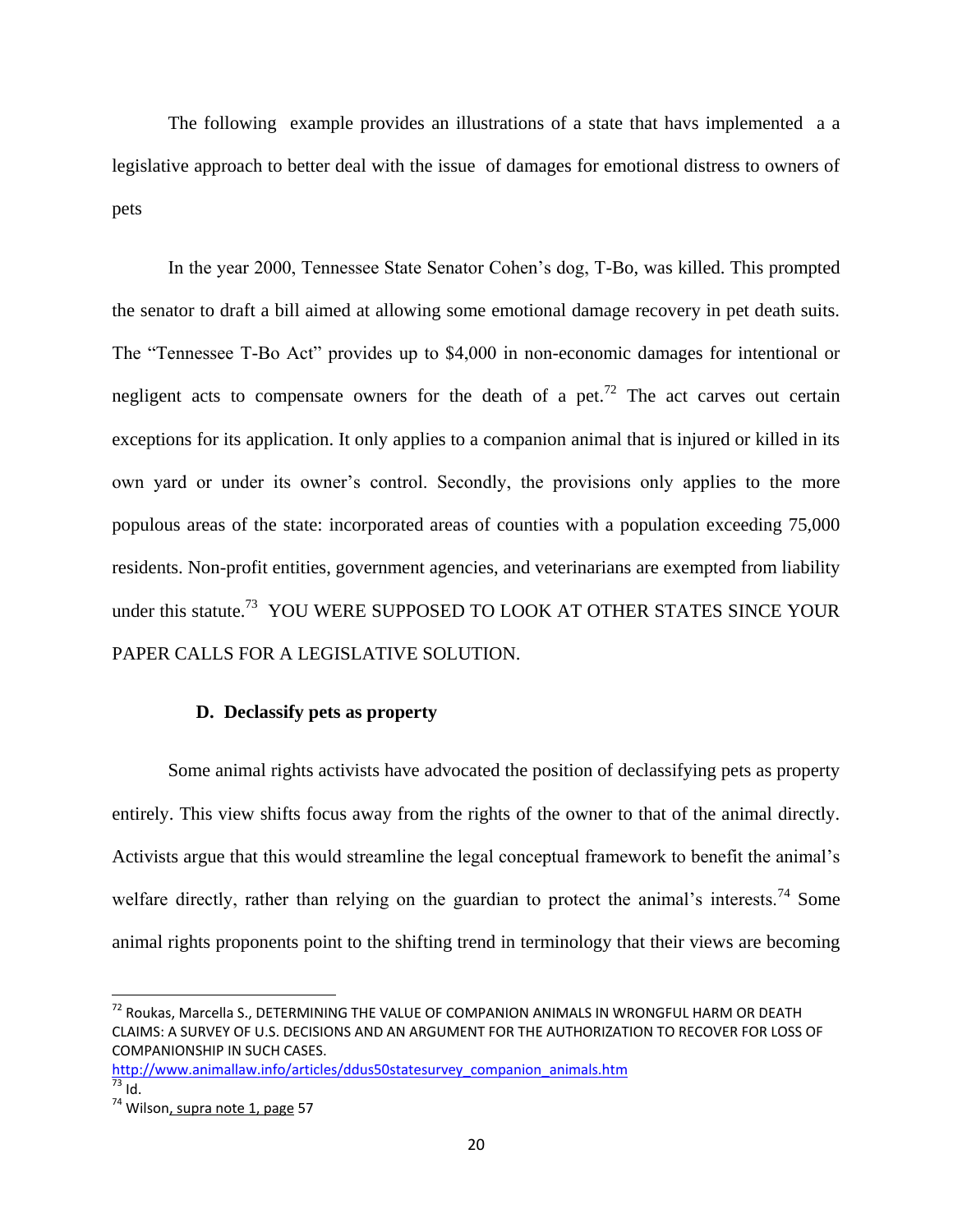The following example provides an illustrations of a state that havs implemented a a legislative approach to better deal with the issue of damages for emotional distress to owners of pets

In the year 2000, Tennessee State Senator Cohen's dog, T-Bo, was killed. This prompted the senator to draft a bill aimed at allowing some emotional damage recovery in pet death suits. The "Tennessee T-Bo Act" provides up to $4,000 in non-economic damages for intentional or negligent acts to compensate owners for the death of a pet.[72] The act carves out certain exceptions for its application. It only applies to a companion animal that is injured or killed in its own yard or under its owner's control. Secondly, the provisions only applies to the more populous areas of the state: incorporated areas of counties with a population exceeding 75,000 residents. Non-profit entities, government agencies, and veterinarians are exempted from liability under this statute.[73] YOU WERE SUPPOSED TO LOOK AT OTHER STATES SINCE YOUR PAPER CALLS FOR A LEGISLATIVE SOLUTION.

### D. Declassify pets as property

Some animal rights activists have advocated the position of declassifying pets as property entirely. This view shifts focus away from the rights of the owner to that of the animal directly. Activists argue that this would streamline the legal conceptual framework to benefit the animal's welfare directly, rather than relying on the guardian to protect the animal's interests.[74] Some animal rights proponents point to the shifting trend in terminology that their views are becoming

---

[72] Roukas, Marcella S., DETERMINING THE VALUE OF COMPANION ANIMALS IN WRONGFUL HARM OR DEATH CLAIMS: A SURVEY OF U.S. DECISIONS AND AN ARGUMENT FOR THE AUTHORIZATION TO RECOVER FOR LOSS OF COMPANIONSHIP IN SUCH CASES. http://www.animallaw.info/articles/ddus50statesurvey_companion_animals.htm

[73] Id.

[74] Wilson, supra note 1, page 57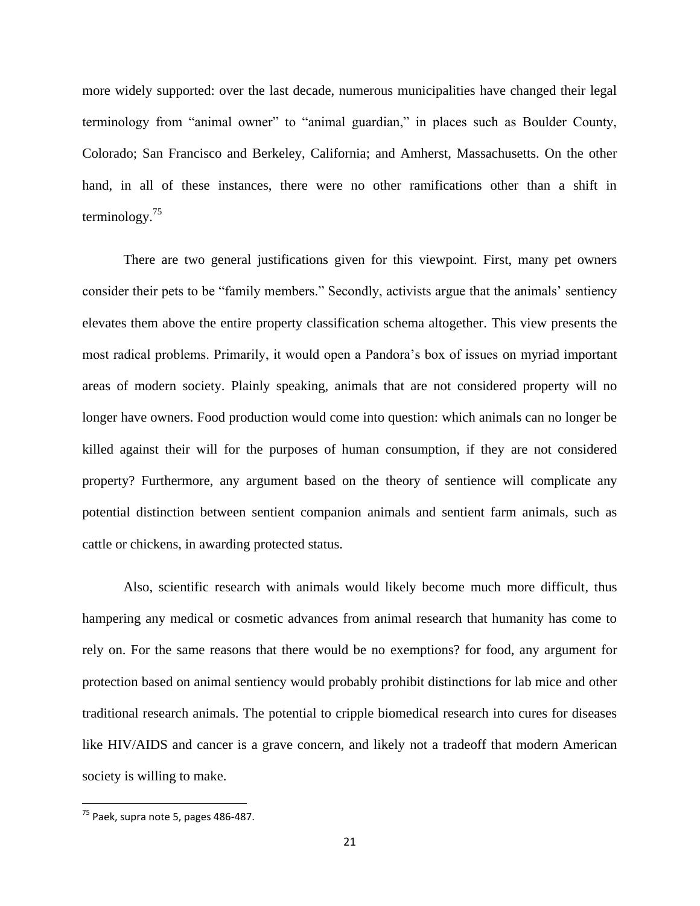more widely supported: over the last decade, numerous municipalities have changed their legal terminology from "animal owner" to "animal guardian," in places such as Boulder County, Colorado; San Francisco and Berkeley, California; and Amherst, Massachusetts. On the other hand, in all of these instances, there were no other ramifications other than a shift in terminology.[75]

There are two general justifications given for this viewpoint. First, many pet owners consider their pets to be "family members." Secondly, activists argue that the animals' sentiency elevates them above the entire property classification schema altogether. This view presents the most radical problems. Primarily, it would open a Pandora's box of issues on myriad important areas of modern society. Plainly speaking, animals that are not considered property will no longer have owners. Food production would come into question: which animals can no longer be killed against their will for the purposes of human consumption, if they are not considered property? Furthermore, any argument based on the theory of sentience will complicate any potential distinction between sentient companion animals and sentient farm animals, such as cattle or chickens, in awarding protected status.

Also, scientific research with animals would likely become much more difficult, thus hampering any medical or cosmetic advances from animal research that humanity has come to rely on. For the same reasons that there would be no exemptions? for food, any argument for protection based on animal sentiency would probably prohibit distinctions for lab mice and other traditional research animals. The potential to cripple biomedical research into cures for diseases like HIV/AIDS and cancer is a grave concern, and likely not a tradeoff that modern American society is willing to make.

---

[75] Paek, supra note 5, pages 486-487.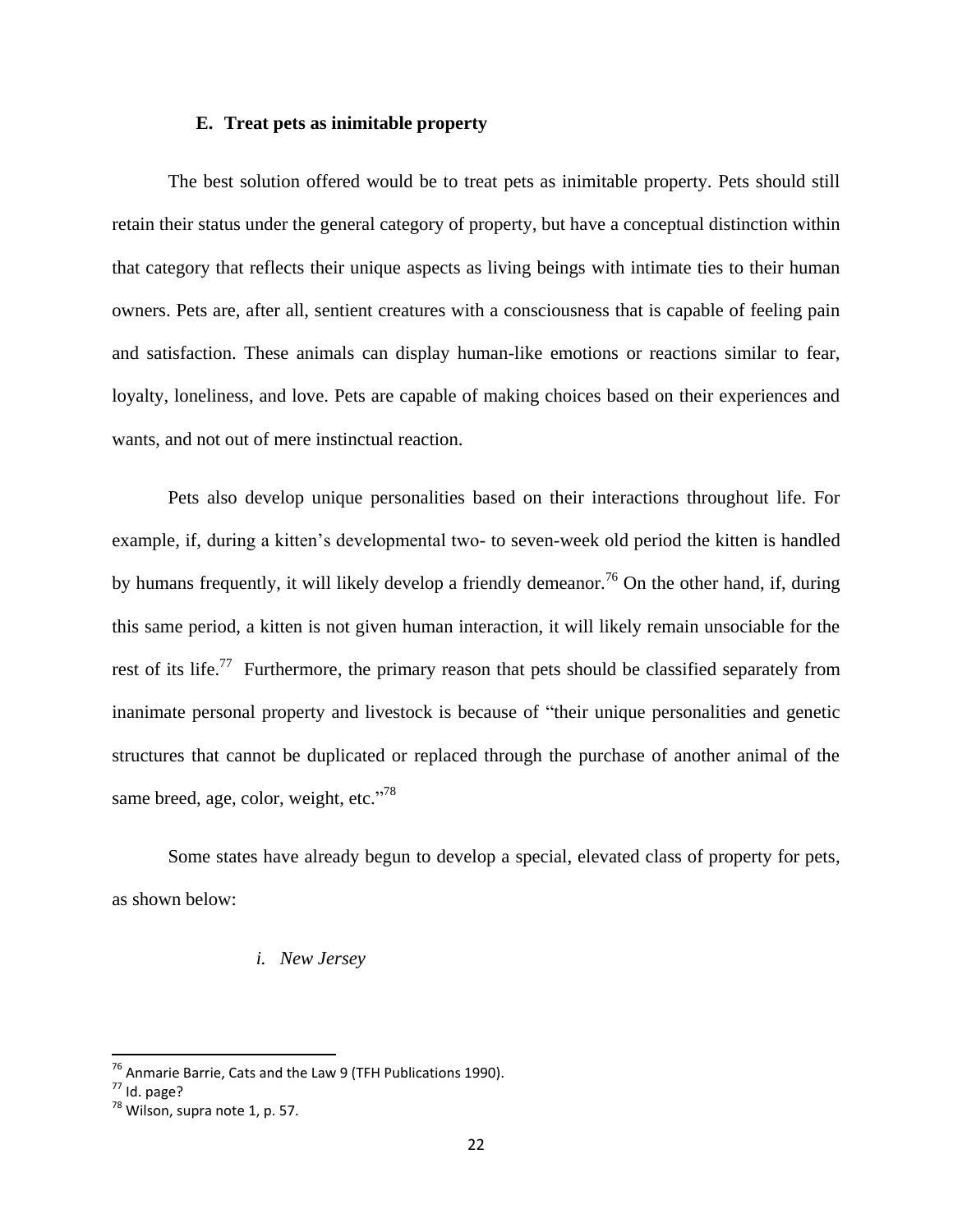### E. Treat pets as inimitable property

The best solution offered would be to treat pets as inimitable property. Pets should still retain their status under the general category of property, but have a conceptual distinction within that category that reflects their unique aspects as living beings with intimate ties to their human owners. Pets are, after all, sentient creatures with a consciousness that is capable of feeling pain and satisfaction. These animals can display human-like emotions or reactions similar to fear, loyalty, loneliness, and love. Pets are capable of making choices based on their experiences and wants, and not out of mere instinctual reaction.

Pets also develop unique personalities based on their interactions throughout life. For example, if, during a kitten's developmental two- to seven-week old period the kitten is handled by humans frequently, it will likely develop a friendly demeanor.[76] On the other hand, if, during this same period, a kitten is not given human interaction, it will likely remain unsociable for the rest of its life.[77] Furthermore, the primary reason that pets should be classified separately from inanimate personal property and livestock is because of "their unique personalities and genetic structures that cannot be duplicated or replaced through the purchase of another animal of the same breed, age, color, weight, etc."[78]

Some states have already begun to develop a special, elevated class of property for pets, as shown below:

#### *i. New Jersey*

---

[76] Anmarie Barrie, Cats and the Law 9 (TFH Publications 1990).

[77] Id. page?

[78] Wilson, supra note 1, p. 57.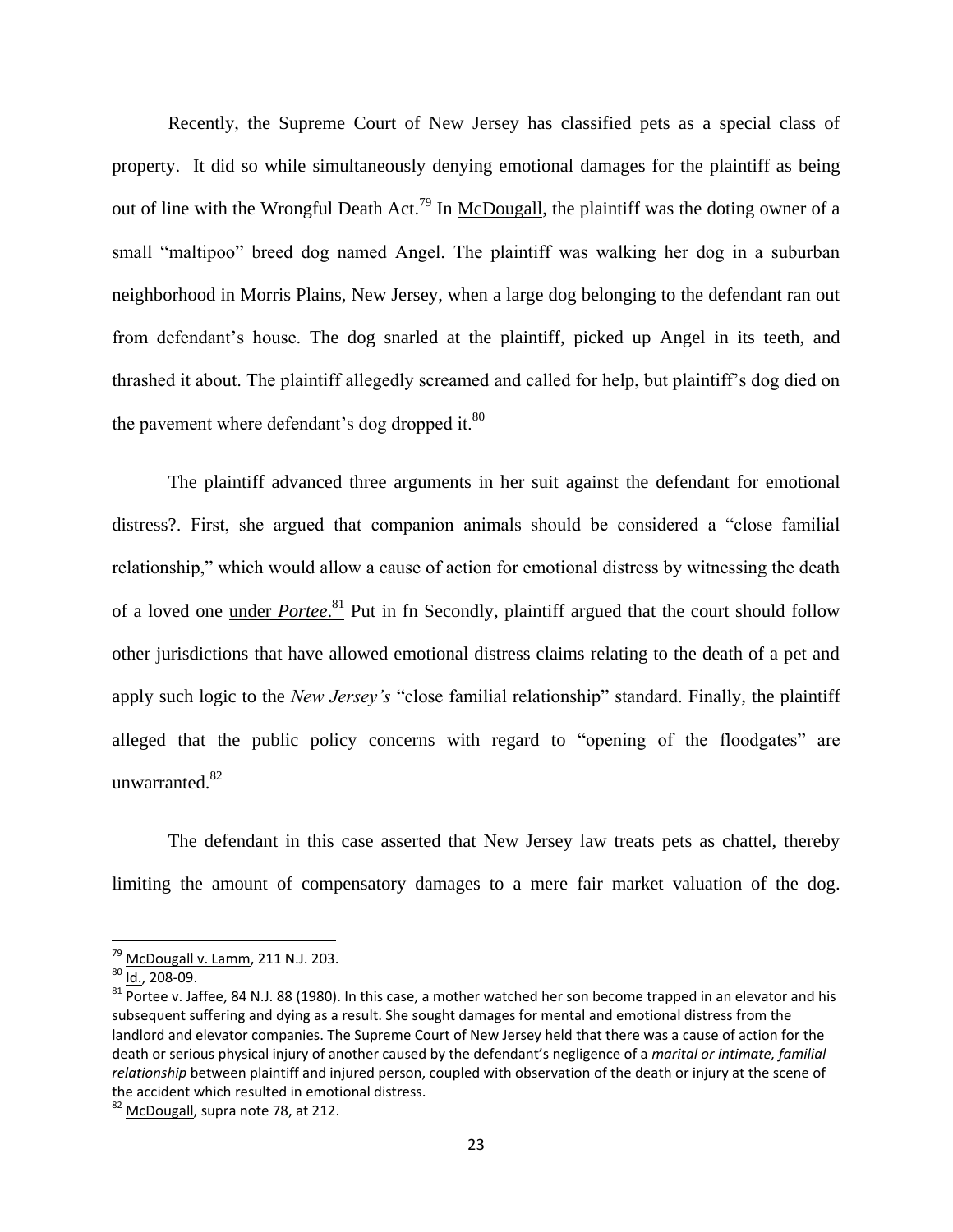Recently, the Supreme Court of New Jersey has classified pets as a special class of property. It did so while simultaneously denying emotional damages for the plaintiff as being out of line with the Wrongful Death Act.[79] In McDougall, the plaintiff was the doting owner of a small "maltipoo" breed dog named Angel. The plaintiff was walking her dog in a suburban neighborhood in Morris Plains, New Jersey, when a large dog belonging to the defendant ran out from defendant's house. The dog snarled at the plaintiff, picked up Angel in its teeth, and thrashed it about. The plaintiff allegedly screamed and called for help, but plaintiff's dog died on the pavement where defendant's dog dropped it.[80]

The plaintiff advanced three arguments in her suit against the defendant for emotional distress?. First, she argued that companion animals should be considered a "close familial relationship," which would allow a cause of action for emotional distress by witnessing the death of a loved one under *Portee*.[81] Put in fn Secondly, plaintiff argued that the court should follow other jurisdictions that have allowed emotional distress claims relating to the death of a pet and apply such logic to the *New Jersey's* "close familial relationship" standard. Finally, the plaintiff alleged that the public policy concerns with regard to "opening of the floodgates" are unwarranted.[82]

The defendant in this case asserted that New Jersey law treats pets as chattel, thereby limiting the amount of compensatory damages to a mere fair market valuation of the dog.

---

[79] McDougall v. Lamm, 211 N.J. 203.

[80] Id., 208-09.

[81] Portee v. Jaffee, 84 N.J. 88 (1980). In this case, a mother watched her son become trapped in an elevator and his subsequent suffering and dying as a result. She sought damages for mental and emotional distress from the landlord and elevator companies. The Supreme Court of New Jersey held that there was a cause of action for the death or serious physical injury of another caused by the defendant's negligence of a *marital or intimate, familial relationship* between plaintiff and injured person, coupled with observation of the death or injury at the scene of the accident which resulted in emotional distress.

[82] McDougall, supra note 78, at 212.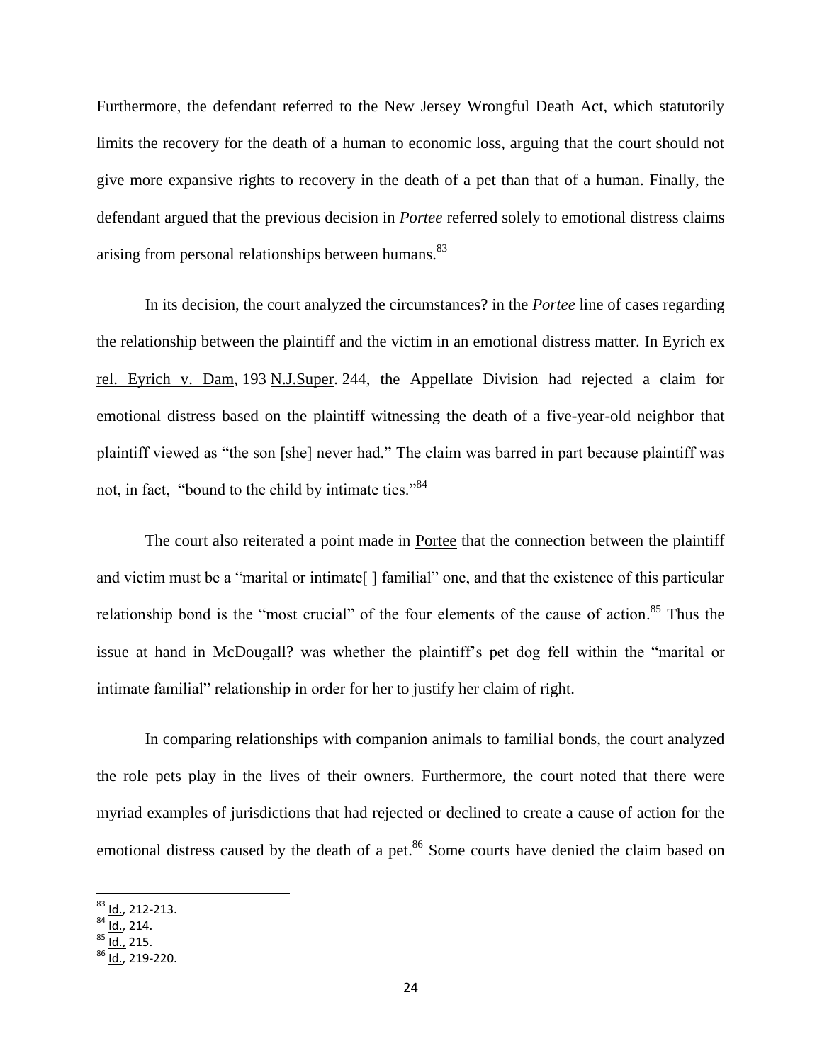Furthermore, the defendant referred to the New Jersey Wrongful Death Act, which statutorily limits the recovery for the death of a human to economic loss, arguing that the court should not give more expansive rights to recovery in the death of a pet than that of a human. Finally, the defendant argued that the previous decision in *Portee* referred solely to emotional distress claims arising from personal relationships between humans.[83]

In its decision, the court analyzed the circumstances? in the *Portee* line of cases regarding the relationship between the plaintiff and the victim in an emotional distress matter. In Eyrich ex rel. Eyrich v. Dam, 193 N.J.Super. 244, the Appellate Division had rejected a claim for emotional distress based on the plaintiff witnessing the death of a five-year-old neighbor that plaintiff viewed as "the son [she] never had." The claim was barred in part because plaintiff was not, in fact, "bound to the child by intimate ties."[84]

The court also reiterated a point made in Portee that the connection between the plaintiff and victim must be a "marital or intimate[ ] familial" one, and that the existence of this particular relationship bond is the "most crucial" of the four elements of the cause of action.[85] Thus the issue at hand in McDougall? was whether the plaintiff's pet dog fell within the "marital or intimate familial" relationship in order for her to justify her claim of right.

In comparing relationships with companion animals to familial bonds, the court analyzed the role pets play in the lives of their owners. Furthermore, the court noted that there were myriad examples of jurisdictions that had rejected or declined to create a cause of action for the emotional distress caused by the death of a pet.[86] Some courts have denied the claim based on

[83] Id., 212-213.
[84] Id., 214.
[85] Id., 215.
[86] Id., 219-220.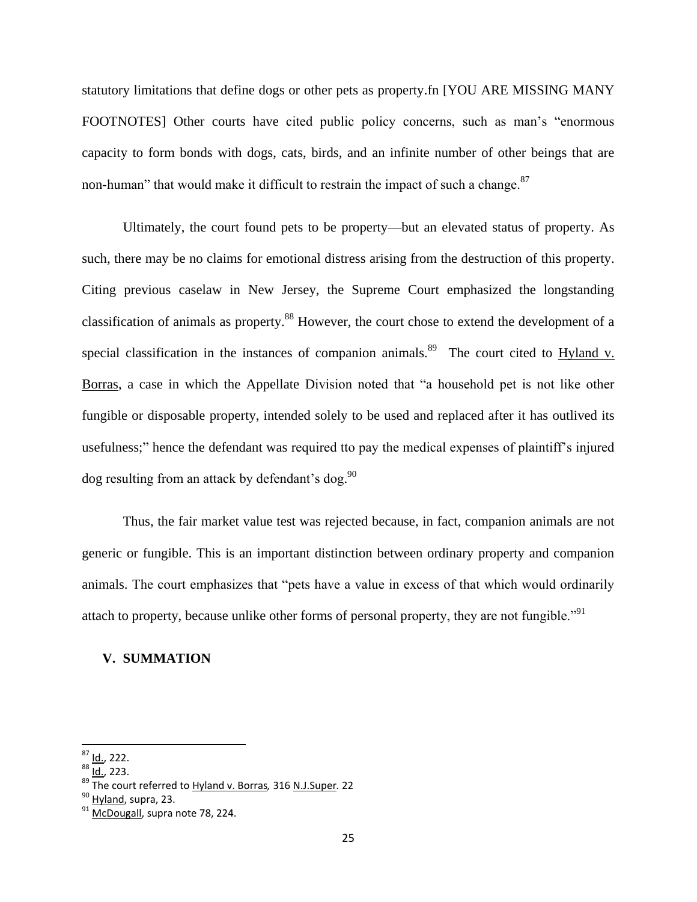statutory limitations that define dogs or other pets as property.fn [YOU ARE MISSING MANY FOOTNOTES] Other courts have cited public policy concerns, such as man's "enormous capacity to form bonds with dogs, cats, birds, and an infinite number of other beings that are non-human" that would make it difficult to restrain the impact of such a change.[87]

Ultimately, the court found pets to be property—but an elevated status of property. As such, there may be no claims for emotional distress arising from the destruction of this property. Citing previous caselaw in New Jersey, the Supreme Court emphasized the longstanding classification of animals as property.[88] However, the court chose to extend the development of a special classification in the instances of companion animals.[89] The court cited to Hyland v. Borras, a case in which the Appellate Division noted that "a household pet is not like other fungible or disposable property, intended solely to be used and replaced after it has outlived its usefulness;" hence the defendant was required tto pay the medical expenses of plaintiff's injured dog resulting from an attack by defendant's dog.[90]

Thus, the fair market value test was rejected because, in fact, companion animals are not generic or fungible. This is an important distinction between ordinary property and companion animals. The court emphasizes that "pets have a value in excess of that which would ordinarily attach to property, because unlike other forms of personal property, they are not fungible."[91]

## V. SUMMATION

---

[87] Id., 222.
[88] Id., 223.
[89] The court referred to Hyland v. Borras, 316 N.J.Super. 22
[90] Hyland, supra, 23.
[91] McDougall, supra note 78, 224.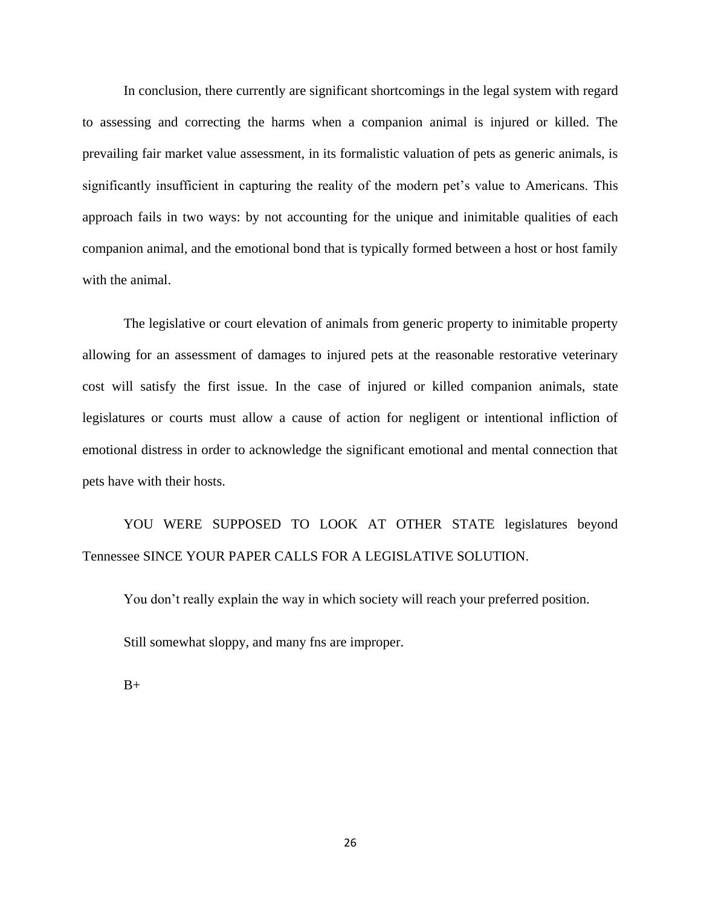In conclusion, there currently are significant shortcomings in the legal system with regard to assessing and correcting the harms when a companion animal is injured or killed. The prevailing fair market value assessment, in its formalistic valuation of pets as generic animals, is significantly insufficient in capturing the reality of the modern pet's value to Americans. This approach fails in two ways: by not accounting for the unique and inimitable qualities of each companion animal, and the emotional bond that is typically formed between a host or host family with the animal.

The legislative or court elevation of animals from generic property to inimitable property allowing for an assessment of damages to injured pets at the reasonable restorative veterinary cost will satisfy the first issue. In the case of injured or killed companion animals, state legislatures or courts must allow a cause of action for negligent or intentional infliction of emotional distress in order to acknowledge the significant emotional and mental connection that pets have with their hosts.

YOU WERE SUPPOSED TO LOOK AT OTHER STATE legislatures beyond Tennessee SINCE YOUR PAPER CALLS FOR A LEGISLATIVE SOLUTION.

You don't really explain the way in which society will reach your preferred position.

Still somewhat sloppy, and many fns are improper.

B+